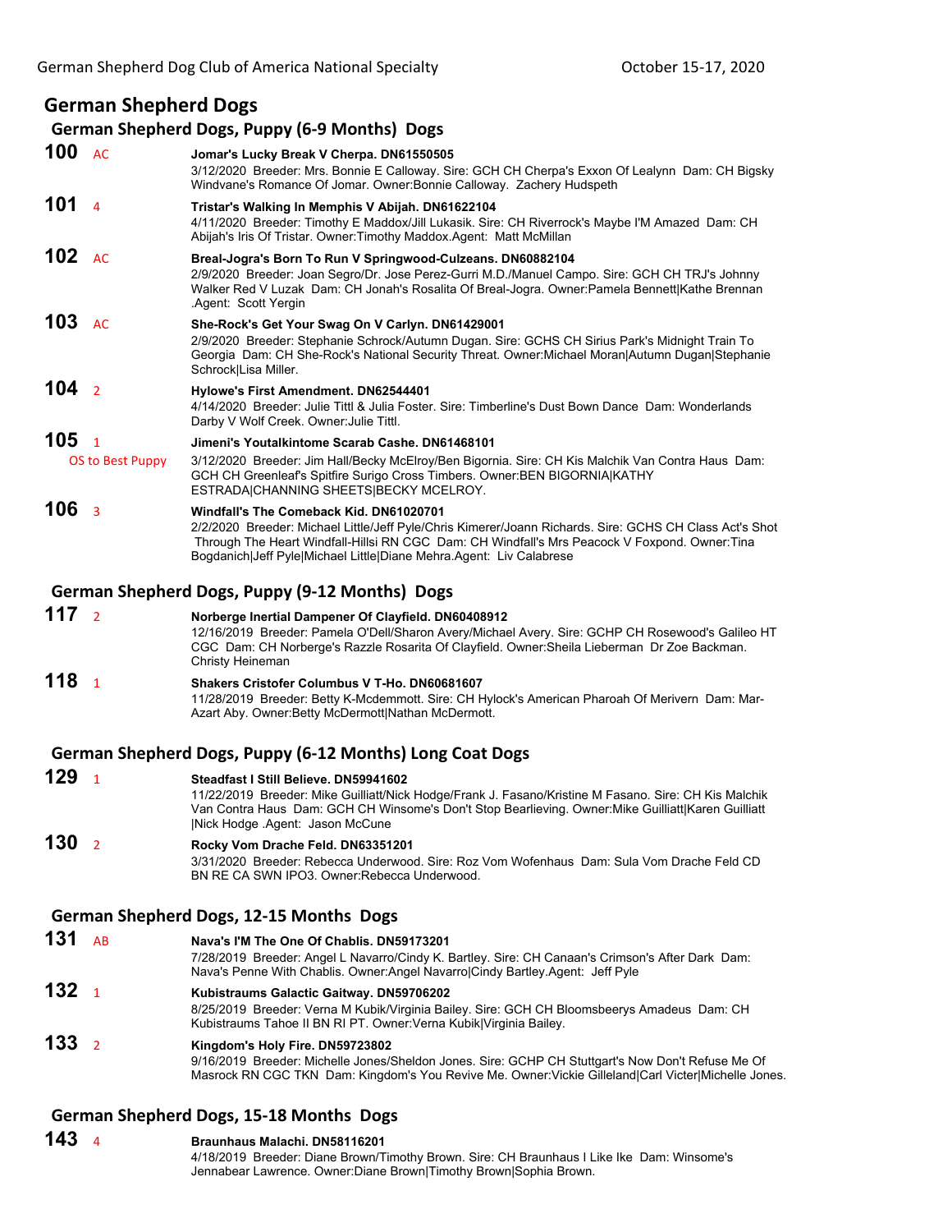# German Shepherd Dogs

## German Shepherd Dogs, Puppy (6-9 Months) Dogs

**100** AC
**Jomar's Lucky Break V Cherpa. DN61550505**
3/12/2020 Breeder: Mrs. Bonnie E Calloway. Sire: GCH CH Cherpa's Exxon Of Lealynn Dam: CH Bigsky Windvane's Romance Of Jomar. Owner:Bonnie Calloway. Zachery Hudspeth

**101** 4
**Tristar's Walking In Memphis V Abijah. DN61622104**
4/11/2020 Breeder: Timothy E Maddox/Jill Lukasik. Sire: CH Riverrock's Maybe I'M Amazed Dam: CH Abijah's Iris Of Tristar. Owner:Timothy Maddox.Agent: Matt McMillan

**102** AC
**Breal-Jogra's Born To Run V Springwood-Culzeans. DN60882104**
2/9/2020 Breeder: Joan Segro/Dr. Jose Perez-Gurri M.D./Manuel Campo. Sire: GCH CH TRJ's Johnny Walker Red V Luzak Dam: CH Jonah's Rosalita Of Breal-Jogra. Owner:Pamela Bennett|Kathe Brennan .Agent: Scott Yergin

**103** AC
**She-Rock's Get Your Swag On V Carlyn. DN61429001**
2/9/2020 Breeder: Stephanie Schrock/Autumn Dugan. Sire: GCHS CH Sirius Park's Midnight Train To Georgia Dam: CH She-Rock's National Security Threat. Owner:Michael Moran|Autumn Dugan|Stephanie Schrock|Lisa Miller.

**104** 2
**Hylowe's First Amendment. DN62544401**
4/14/2020 Breeder: Julie Tittl & Julia Foster. Sire: Timberline's Dust Bown Dance Dam: Wonderlands Darby V Wolf Creek. Owner:Julie Tittl.

**105** 1
OS to Best Puppy
**Jimeni's Youtalkintome Scarab Cashe. DN61468101**
3/12/2020 Breeder: Jim Hall/Becky McElroy/Ben Bigornia. Sire: CH Kis Malchik Van Contra Haus Dam: GCH CH Greenleaf's Spitfire Surigo Cross Timbers. Owner:BEN BIGORNIA|KATHY ESTRADA|CHANNING SHEETS|BECKY MCELROY.

**106** 3
**Windfall's The Comeback Kid. DN61020701**
2/2/2020 Breeder: Michael Little/Jeff Pyle/Chris Kimerer/Joann Richards. Sire: GCHS CH Class Act's Shot Through The Heart Windfall-Hillsi RN CGC Dam: CH Windfall's Mrs Peacock V Foxpond. Owner:Tina Bogdanich|Jeff Pyle|Michael Little|Diane Mehra.Agent: Liv Calabrese

## German Shepherd Dogs, Puppy (9-12 Months) Dogs

**117** 2
**Norberge Inertial Dampener Of Clayfield. DN60408912**
12/16/2019 Breeder: Pamela O'Dell/Sharon Avery/Michael Avery. Sire: GCHP CH Rosewood's Galileo HT CGC Dam: CH Norberge's Razzle Rosarita Of Clayfield. Owner:Sheila Lieberman Dr Zoe Backman. Christy Heineman

**118** 1
**Shakers Cristofer Columbus V T-Ho. DN60681607**
11/28/2019 Breeder: Betty K-Mcdemmott. Sire: CH Hylock's American Pharoah Of Merivern Dam: Mar-Azart Aby. Owner:Betty McDermott|Nathan McDermott.

## German Shepherd Dogs, Puppy (6-12 Months) Long Coat Dogs

**129** 1
**Steadfast I Still Believe. DN59941602**
11/22/2019 Breeder: Mike Guilliatt/Nick Hodge/Frank J. Fasano/Kristine M Fasano. Sire: CH Kis Malchik Van Contra Haus Dam: GCH CH Winsome's Don't Stop Bearlieving. Owner:Mike Guilliatt|Karen Guilliatt |Nick Hodge .Agent: Jason McCune

**130** 2
**Rocky Vom Drache Feld. DN63351201**
3/31/2020 Breeder: Rebecca Underwood. Sire: Roz Vom Wofenhaus Dam: Sula Vom Drache Feld CD BN RE CA SWN IPO3. Owner:Rebecca Underwood.

## German Shepherd Dogs, 12-15 Months Dogs

**131** AB
**Nava's I'M The One Of Chablis. DN59173201**
7/28/2019 Breeder: Angel L Navarro/Cindy K. Bartley. Sire: CH Canaan's Crimson's After Dark Dam: Nava's Penne With Chablis. Owner:Angel Navarro|Cindy Bartley.Agent: Jeff Pyle

**132** 1
**Kubistraums Galactic Gaitway. DN59706202**
8/25/2019 Breeder: Verna M Kubik/Virginia Bailey. Sire: GCH CH Bloomsbeerys Amadeus Dam: CH Kubistraums Tahoe II BN RI PT. Owner:Verna Kubik|Virginia Bailey.

**133** 2
**Kingdom's Holy Fire. DN59723802**
9/16/2019 Breeder: Michelle Jones/Sheldon Jones. Sire: GCHP CH Stuttgart's Now Don't Refuse Me Of Masrock RN CGC TKN Dam: Kingdom's You Revive Me. Owner:Vickie Gilleland|Carl Victer|Michelle Jones.

## German Shepherd Dogs, 15-18 Months Dogs

**143** 4
**Braunhaus Malachi. DN58116201**
4/18/2019 Breeder: Diane Brown/Timothy Brown. Sire: CH Braunhaus I Like Ike Dam: Winsome's Jennabear Lawrence. Owner:Diane Brown|Timothy Brown|Sophia Brown.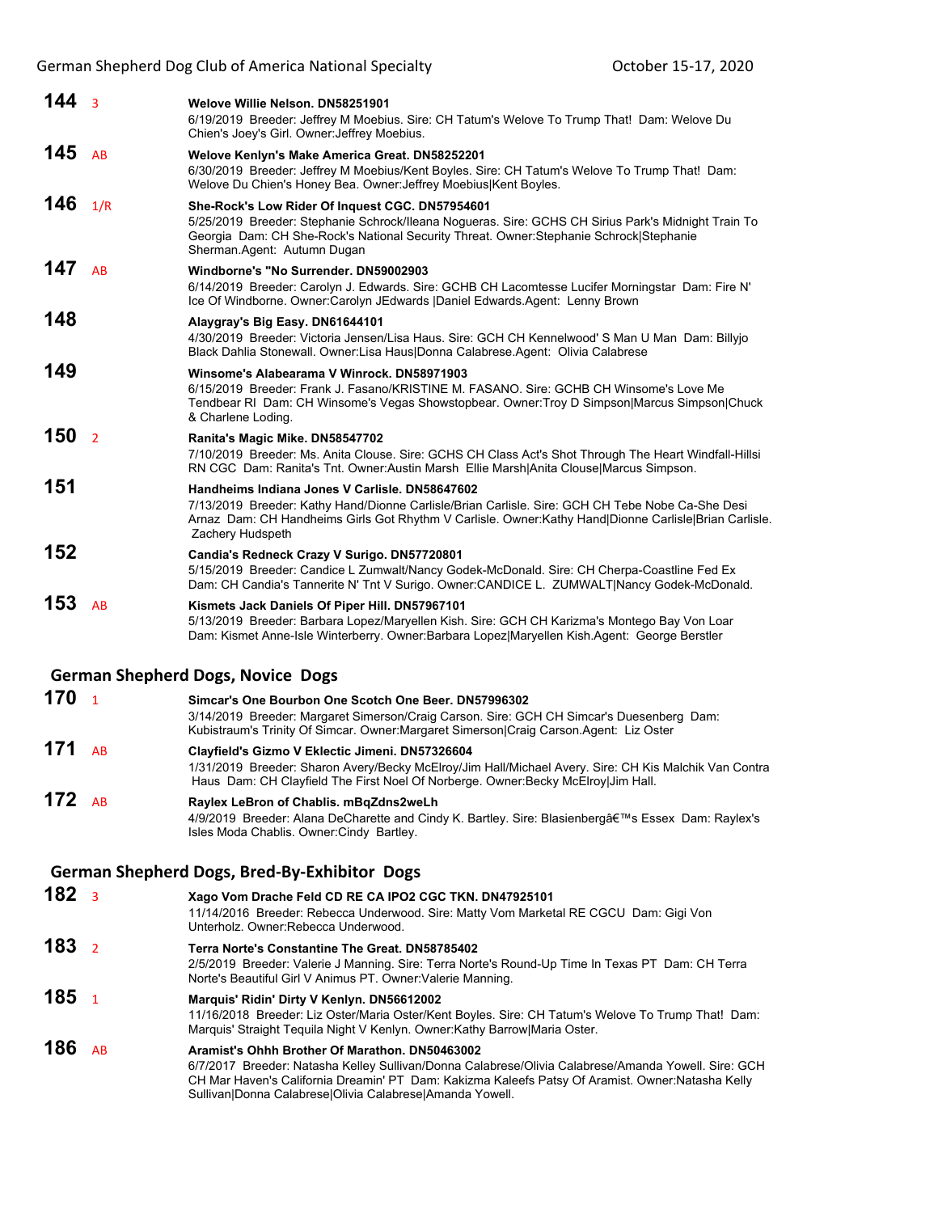**144** 3 **Welove Willie Nelson. DN58251901**
6/19/2019 Breeder: Jeffrey M Moebius. Sire: CH Tatum's Welove To Trump That! Dam: Welove Du Chien's Joey's Girl. Owner:Jeffrey Moebius.

**145** AB **Welove Kenlyn's Make America Great. DN58252201**
6/30/2019 Breeder: Jeffrey M Moebius/Kent Boyles. Sire: CH Tatum's Welove To Trump That! Dam: Welove Du Chien's Honey Bea. Owner:Jeffrey Moebius|Kent Boyles.

**146** 1/R **She-Rock's Low Rider Of Inquest CGC. DN57954601**
5/25/2019 Breeder: Stephanie Schrock/Ileana Nogueras. Sire: GCHS CH Sirius Park's Midnight Train To Georgia Dam: CH She-Rock's National Security Threat. Owner:Stephanie Schrock|Stephanie Sherman.Agent: Autumn Dugan

**147** AB **Windborne's "No Surrender. DN59002903**
6/14/2019 Breeder: Carolyn J. Edwards. Sire: GCHB CH Lacomtesse Lucifer Morningstar Dam: Fire N' Ice Of Windborne. Owner:Carolyn JEdwards |Daniel Edwards.Agent: Lenny Brown

**148** **Alaygray's Big Easy. DN61644101**
4/30/2019 Breeder: Victoria Jensen/Lisa Haus. Sire: GCH CH Kennelwood' S Man U Man Dam: Billyjo Black Dahlia Stonewall. Owner:Lisa Haus|Donna Calabrese.Agent: Olivia Calabrese

**149** **Winsome's Alabearama V Winrock. DN58971903**
6/15/2019 Breeder: Frank J. Fasano/KRISTINE M. FASANO. Sire: GCHB CH Winsome's Love Me Tendbear RI Dam: CH Winsome's Vegas Showstopbear. Owner:Troy D Simpson|Marcus Simpson|Chuck & Charlene Loding.

**150** 2 **Ranita's Magic Mike. DN58547702**
7/10/2019 Breeder: Ms. Anita Clouse. Sire: GCHS CH Class Act's Shot Through The Heart Windfall-Hillsi RN CGC Dam: Ranita's Tnt. Owner:Austin Marsh Ellie Marsh|Anita Clouse|Marcus Simpson.

**151** **Handheims Indiana Jones V Carlisle. DN58647602**
7/13/2019 Breeder: Kathy Hand/Dionne Carlisle/Brian Carlisle. Sire: GCH CH Tebe Nobe Ca-She Desi Arnaz Dam: CH Handheims Girls Got Rhythm V Carlisle. Owner:Kathy Hand|Dionne Carlisle|Brian Carlisle. Zachery Hudspeth

**152** **Candia's Redneck Crazy V Surigo. DN57720801**
5/15/2019 Breeder: Candice L Zumwalt/Nancy Godek-McDonald. Sire: CH Cherpa-Coastline Fed Ex Dam: CH Candia's Tannerite N' Tnt V Surigo. Owner:CANDICE L. ZUMWALT|Nancy Godek-McDonald.

**153** AB **Kismets Jack Daniels Of Piper Hill. DN57967101**
5/13/2019 Breeder: Barbara Lopez/Maryellen Kish. Sire: GCH CH Karizma's Montego Bay Von Loar Dam: Kismet Anne-Isle Winterberry. Owner:Barbara Lopez|Maryellen Kish.Agent: George Berstler

## German Shepherd Dogs, Novice Dogs

**170** 1 **Simcar's One Bourbon One Scotch One Beer. DN57996302**
3/14/2019 Breeder: Margaret Simerson/Craig Carson. Sire: GCH CH Simcar's Duesenberg Dam: Kubistraum's Trinity Of Simcar. Owner:Margaret Simerson|Craig Carson.Agent: Liz Oster

**171** AB **Clayfield's Gizmo V Eklectic Jimeni. DN57326604**
1/31/2019 Breeder: Sharon Avery/Becky McElroy/Jim Hall/Michael Avery. Sire: CH Kis Malchik Van Contra Haus Dam: CH Clayfield The First Noel Of Norberge. Owner:Becky McElroy|Jim Hall.

**172** AB **Raylex LeBron of Chablis. mBqZdns2weLh**
4/9/2019 Breeder: Alana DeCharette and Cindy K. Bartley. Sire: Blasienbergâ€™s Essex Dam: Raylex's Isles Moda Chablis. Owner:Cindy Bartley.

## German Shepherd Dogs, Bred-By-Exhibitor Dogs

**182** 3 **Xago Vom Drache Feld CD RE CA IPO2 CGC TKN. DN47925101**
11/14/2016 Breeder: Rebecca Underwood. Sire: Matty Vom Marketal RE CGCU Dam: Gigi Von Unterholz. Owner:Rebecca Underwood.

**183** 2 **Terra Norte's Constantine The Great. DN58785402**
2/5/2019 Breeder: Valerie J Manning. Sire: Terra Norte's Round-Up Time In Texas PT Dam: CH Terra Norte's Beautiful Girl V Animus PT. Owner:Valerie Manning.

**185** 1 **Marquis' Ridin' Dirty V Kenlyn. DN56612002**
11/16/2018 Breeder: Liz Oster/Maria Oster/Kent Boyles. Sire: CH Tatum's Welove To Trump That! Dam: Marquis' Straight Tequila Night V Kenlyn. Owner:Kathy Barrow|Maria Oster.

**186** AB **Aramist's Ohhh Brother Of Marathon. DN50463002**
6/7/2017 Breeder: Natasha Kelley Sullivan/Donna Calabrese/Olivia Calabrese/Amanda Yowell. Sire: GCH CH Mar Haven's California Dreamin' PT Dam: Kakizma Kaleefs Patsy Of Aramist. Owner:Natasha Kelly Sullivan|Donna Calabrese|Olivia Calabrese|Amanda Yowell.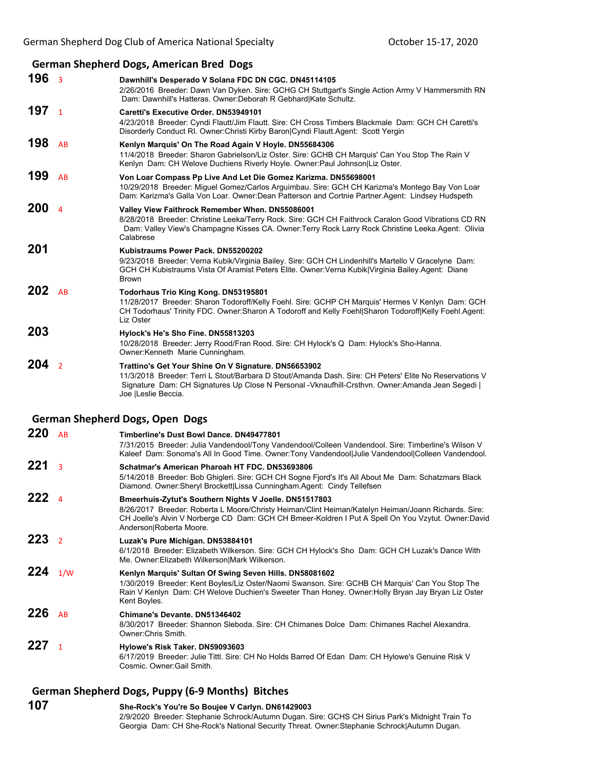## German Shepherd Dogs, American Bred Dogs

**196** 3
**Dawnhill's Desperado V Solana FDC DN CGC. DN45114105**
2/26/2016 Breeder: Dawn Van Dyken. Sire: GCHG CH Stuttgart's Single Action Army V Hammersmith RN Dam: Dawnhill's Hatteras. Owner:Deborah R Gebhard|Kate Schultz.

**197** 1
**Caretti's Executive Order. DN53949101**
4/23/2018 Breeder: Cyndi Flautt/Jim Flautt. Sire: CH Cross Timbers Blackmale Dam: GCH CH Caretti's Disorderly Conduct RI. Owner:Christi Kirby Baron|Cyndi Flautt.Agent: Scott Yergin

**198** AB
**Kenlyn Marquis' On The Road Again V Hoyle. DN55684306**
11/4/2018 Breeder: Sharon Gabrielson/Liz Oster. Sire: GCHB CH Marquis' Can You Stop The Rain V Kenlyn Dam: CH Welove Duchiens Riverly Hoyle. Owner:Paul Johnson|Liz Oster.

**199** AB
**Von Loar Compass Pp Live And Let Die Gomez Karizma. DN55698001**
10/29/2018 Breeder: Miguel Gomez/Carlos Arguimbau. Sire: GCH CH Karizma's Montego Bay Von Loar Dam: Karizma's Galla Von Loar. Owner:Dean Patterson and Cortnie Partner.Agent: Lindsey Hudspeth

**200** 4
**Valley View Faithrock Remember When. DN55086001**
8/28/2018 Breeder: Christine Leeka/Terry Rock. Sire: GCH CH Faithrock Caralon Good Vibrations CD RN Dam: Valley View's Champagne Kisses CA. Owner:Terry Rock Larry Rock Christine Leeka.Agent: Olivia Calabrese

**201**
**Kubistraums Power Pack. DN55200202**
9/23/2018 Breeder: Verna Kubik/Virginia Bailey. Sire: GCH CH Lindenhill's Martello V Gracelyne Dam: GCH CH Kubistraums Vista Of Aramist Peters Elite. Owner:Verna Kubik|Virginia Bailey.Agent: Diane Brown

**202** AB
**Todorhaus Trio King Kong. DN53195801**
11/28/2017 Breeder: Sharon Todoroff/Kelly Foehl. Sire: GCHP CH Marquis' Hermes V Kenlyn Dam: GCH CH Todorhaus' Trinity FDC. Owner:Sharon A Todoroff and Kelly Foehl|Sharon Todoroff|Kelly Foehl.Agent: Liz Oster

**203**
**Hylock's He's Sho Fine. DN55813203**
10/28/2018 Breeder: Jerry Rood/Fran Rood. Sire: CH Hylock's Q Dam: Hylock's Sho-Hanna. Owner:Kenneth Marie Cunningham.

**204** 2
**Trattino's Get Your Shine On V Signature. DN56653902**
11/3/2018 Breeder: Terri L Stout/Barbara D Stout/Amanda Dash. Sire: CH Peters' Elite No Reservations V Signature Dam: CH Signatures Up Close N Personal -Vknaufhill-Crsthvn. Owner:Amanda Jean Segedi | Joe |Leslie Beccia.

## German Shepherd Dogs, Open Dogs

**220** AB
**Timberline's Dust Bowl Dance. DN49477801**
7/31/2015 Breeder: Julia Vandendool/Tony Vandendool/Colleen Vandendool. Sire: Timberline's Wilson V Kaleef Dam: Sonoma's All In Good Time. Owner:Tony Vandendool|Julie Vandendool|Colleen Vandendool.

**221** 3
**Schatmar's American Pharoah HT FDC. DN53693806**
5/14/2018 Breeder: Bob Ghigleri. Sire: GCH CH Sogne Fjord's It's All About Me Dam: Schatzmars Black Diamond. Owner:Sheryl Brockett|Lissa Cunningham.Agent: Cindy Tellefsen

**222** 4
**Bmeerhuis-Zytut's Southern Nights V Joelle. DN51517803**
8/26/2017 Breeder: Roberta L Moore/Christy Heiman/Clint Heiman/Katelyn Heiman/Joann Richards. Sire: CH Joelle's Alvin V Norberge CD Dam: GCH CH Bmeer-Koldren I Put A Spell On You Vzytut. Owner:David Anderson|Roberta Moore.

**223** 2
**Luzak's Pure Michigan. DN53884101**
6/1/2018 Breeder: Elizabeth Wilkerson. Sire: GCH CH Hylock's Sho Dam: GCH CH Luzak's Dance With Me. Owner:Elizabeth Wilkerson|Mark Wilkerson.

**224** 1/W
**Kenlyn Marquis' Sultan Of Swing Seven Hills. DN58081602**
1/30/2019 Breeder: Kent Boyles/Liz Oster/Naomi Swanson. Sire: GCHB CH Marquis' Can You Stop The Rain V Kenlyn Dam: CH Welove Duchien's Sweeter Than Honey. Owner:Holly Bryan Jay Bryan Liz Oster Kent Boyles.

**226** AB
**Chimane's Devante. DN51346402**
8/30/2017 Breeder: Shannon Sleboda. Sire: CH Chimanes Dolce Dam: Chimanes Rachel Alexandra. Owner:Chris Smith.

**227** 1
**Hylowe's Risk Taker. DN59093603**
6/17/2019 Breeder: Julie Tittl. Sire: CH No Holds Barred Of Edan Dam: CH Hylowe's Genuine Risk V Cosmic. Owner:Gail Smith.

## German Shepherd Dogs, Puppy (6-9 Months) Bitches

**107**
**She-Rock's You're So Boujee V Carlyn. DN61429003**
2/9/2020 Breeder: Stephanie Schrock/Autumn Dugan. Sire: GCHS CH Sirius Park's Midnight Train To Georgia Dam: CH She-Rock's National Security Threat. Owner:Stephanie Schrock|Autumn Dugan.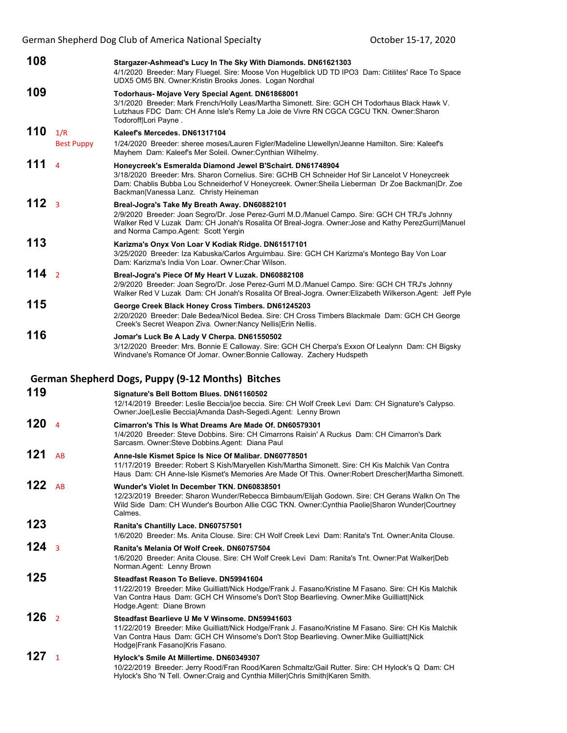**108** Stargazer-Ashmead's Lucy In The Sky With Diamonds. DN61621303
4/1/2020 Breeder: Mary Fluegel. Sire: Moose Von Hugelblick UD TD IPO3 Dam: Citilites' Race To Space UDX5 OM5 BN. Owner:Kristin Brooks Jones. Logan Nordhal

**109** Todorhaus- Mojave Very Special Agent. DN61868001
3/1/2020 Breeder: Mark French/Holly Leas/Martha Simonett. Sire: GCH CH Todorhaus Black Hawk V. Lutzhaus FDC Dam: CH Anne Isle's Remy La Joie de Vivre RN CGCA CGCU TKN. Owner:Sharon Todoroff|Lori Payne .

**110** 1/R Best Puppy **Kaleef's Mercedes. DN61317104**
1/24/2020 Breeder: sheree moses/Lauren Figler/Madeline Llewellyn/Jeanne Hamilton. Sire: Kaleef's Mayhem Dam: Kaleef's Mer Soleil. Owner:Cynthian Wilhelmy.

**111** 4 **Honeycreek's Esmeralda Diamond Jewel B'Schairt. DN61748904**
3/18/2020 Breeder: Mrs. Sharon Cornelius. Sire: GCHB CH Schneider Hof Sir Lancelot V Honeycreek Dam: Chablis Bubba Lou Schneiderhof V Honeycreek. Owner:Sheila Lieberman Dr Zoe Backman|Dr. Zoe Backman|Vanessa Lanz. Christy Heineman

**112** 3 **Breal-Jogra's Take My Breath Away. DN60882101**
2/9/2020 Breeder: Joan Segro/Dr. Jose Perez-Gurri M.D./Manuel Campo. Sire: GCH CH TRJ's Johnny Walker Red V Luzak Dam: CH Jonah's Rosalita Of Breal-Jogra. Owner:Jose and Kathy PerezGurri|Manuel and Norma Campo.Agent: Scott Yergin

**113** Karizma's Onyx Von Loar V Kodiak Ridge. DN61517101
3/25/2020 Breeder: Iza Kabuska/Carlos Arguimbau. Sire: GCH CH Karizma's Montego Bay Von Loar Dam: Karizma's India Von Loar. Owner:Char Wilson.

**114** 2 **Breal-Jogra's Piece Of My Heart V Luzak. DN60882108**
2/9/2020 Breeder: Joan Segro/Dr. Jose Perez-Gurri M.D./Manuel Campo. Sire: GCH CH TRJ's Johnny Walker Red V Luzak Dam: CH Jonah's Rosalita Of Breal-Jogra. Owner:Elizabeth Wilkerson.Agent: Jeff Pyle

**115** George Creek Black Honey Cross Timbers. DN61245203
2/20/2020 Breeder: Dale Bedea/Nicol Bedea. Sire: CH Cross Timbers Blackmale Dam: GCH CH George Creek's Secret Weapon Ziva. Owner:Nancy Nellis|Erin Nellis.

**116** Jomar's Luck Be A Lady V Cherpa. DN61550502
3/12/2020 Breeder: Mrs. Bonnie E Calloway. Sire: GCH CH Cherpa's Exxon Of Lealynn Dam: CH Bigsky Windvane's Romance Of Jomar. Owner:Bonnie Calloway. Zachery Hudspeth

## German Shepherd Dogs, Puppy (9-12 Months) Bitches

**119** Signature's Bell Bottom Blues. DN61160502
12/14/2019 Breeder: Leslie Beccia/joe beccia. Sire: CH Wolf Creek Levi Dam: CH Signature's Calypso. Owner:Joe|Leslie Beccia|Amanda Dash-Segedi.Agent: Lenny Brown

**120** 4 **Cimarron's This Is What Dreams Are Made Of. DN60579301**
1/4/2020 Breeder: Steve Dobbins. Sire: CH Cimarrons Raisin' A Ruckus Dam: CH Cimarron's Dark Sarcasm. Owner:Steve Dobbins.Agent: Diana Paul

**121** AB **Anne-Isle Kismet Spice Is Nice Of Malibar. DN60778501**
11/17/2019 Breeder: Robert S Kish/Maryellen Kish/Martha Simonett. Sire: CH Kis Malchik Van Contra Haus Dam: CH Anne-Isle Kismet's Memories Are Made Of This. Owner:Robert Drescher|Martha Simonett.

**122** AB **Wunder's Violet In December TKN. DN60838501**
12/23/2019 Breeder: Sharon Wunder/Rebecca Birnbaum/Elijah Godown. Sire: CH Gerans Walkn On The Wild Side Dam: CH Wunder's Bourbon Allie CGC TKN. Owner:Cynthia Paolie|Sharon Wunder|Courtney Calmes.

**123** Ranita's Chantilly Lace. DN60757501
1/6/2020 Breeder: Ms. Anita Clouse. Sire: CH Wolf Creek Levi Dam: Ranita's Tnt. Owner:Anita Clouse.

**124** 3 **Ranita's Melania Of Wolf Creek. DN60757504**
1/6/2020 Breeder: Anita Clouse. Sire: CH Wolf Creek Levi Dam: Ranita's Tnt. Owner:Pat Walker|Deb Norman.Agent: Lenny Brown

**125** Steadfast Reason To Believe. DN59941604
11/22/2019 Breeder: Mike Guilliatt/Nick Hodge/Frank J. Fasano/Kristine M Fasano. Sire: CH Kis Malchik Van Contra Haus Dam: GCH CH Winsome's Don't Stop Bearlieving. Owner:Mike Guilliatt|Nick Hodge.Agent: Diane Brown

**126** 2 **Steadfast Bearlieve U Me V Winsome. DN59941603**
11/22/2019 Breeder: Mike Guilliatt/Nick Hodge/Frank J. Fasano/Kristine M Fasano. Sire: CH Kis Malchik Van Contra Haus Dam: GCH CH Winsome's Don't Stop Bearlieving. Owner:Mike Guilliatt|Nick Hodge|Frank Fasano|Kris Fasano.

**127** 1 **Hylock's Smile At Millertime. DN60349307**
10/22/2019 Breeder: Jerry Rood/Fran Rood/Karen Schmaltz/Gail Rutter. Sire: CH Hylock's Q Dam: CH Hylock's Sho 'N Tell. Owner:Craig and Cynthia Miller|Chris Smith|Karen Smith.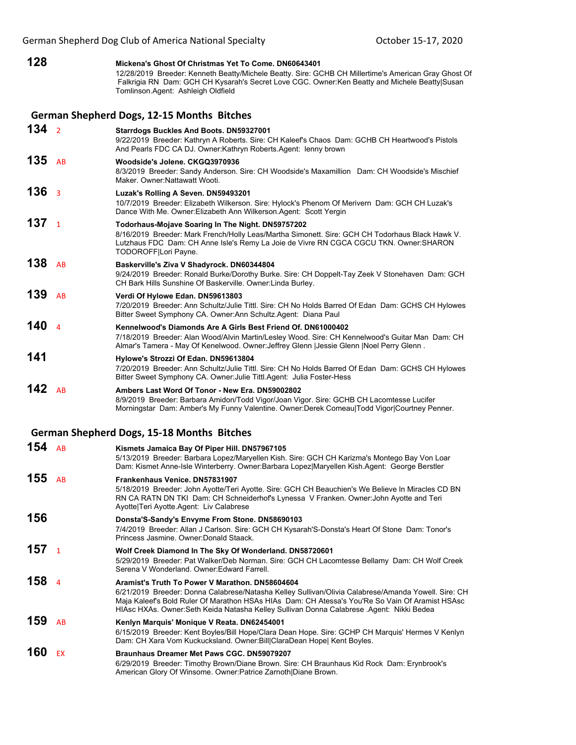**128** **Mickena's Ghost Of Christmas Yet To Come. DN60643401**
12/28/2019 Breeder: Kenneth Beatty/Michele Beatty. Sire: GCHB CH Millertime's American Gray Ghost Of Falkrigia RN Dam: GCH CH Kysarah's Secret Love CGC. Owner:Ken Beatty and Michele Beatty|Susan Tomlinson.Agent: Ashleigh Oldfield

## German Shepherd Dogs, 12-15 Months Bitches

**134** 2 **Starrdogs Buckles And Boots. DN59327001**
9/22/2019 Breeder: Kathryn A Roberts. Sire: CH Kaleef's Chaos Dam: GCHB CH Heartwood's Pistols And Pearls FDC CA DJ. Owner:Kathryn Roberts.Agent: lenny brown

**135** AB **Woodside's Jolene. CKGQ3970936**
8/3/2019 Breeder: Sandy Anderson. Sire: CH Woodside's Maxamillion Dam: CH Woodside's Mischief Maker. Owner:Nattawatt Wooti.

**136** 3 **Luzak's Rolling A Seven. DN59493201**
10/7/2019 Breeder: Elizabeth Wilkerson. Sire: Hylock's Phenom Of Merivern Dam: GCH CH Luzak's Dance With Me. Owner:Elizabeth Ann Wilkerson.Agent: Scott Yergin

**137** 1 **Todorhaus-Mojave Soaring In The Night. DN59757202**
8/16/2019 Breeder: Mark French/Holly Leas/Martha Simonett. Sire: GCH CH Todorhaus Black Hawk V. Lutzhaus FDC Dam: CH Anne Isle's Remy La Joie de Vivre RN CGCA CGCU TKN. Owner:SHARON TODOROFF|Lori Payne.

**138** AB **Baskerville's Ziva V Shadyrock. DN60344804**
9/24/2019 Breeder: Ronald Burke/Dorothy Burke. Sire: CH Doppelt-Tay Zeek V Stonehaven Dam: GCH CH Bark Hills Sunshine Of Baskerville. Owner:Linda Burley.

**139** AB **Verdi Of Hylowe Edan. DN59613803**
7/20/2019 Breeder: Ann Schultz/Julie Tittl. Sire: CH No Holds Barred Of Edan Dam: GCHS CH Hylowes Bitter Sweet Symphony CA. Owner:Ann Schultz.Agent: Diana Paul

**140** 4 **Kennelwood's Diamonds Are A Girls Best Friend Of. DN61000402**
7/18/2019 Breeder: Alan Wood/Alvin Martin/Lesley Wood. Sire: CH Kennelwood's Guitar Man Dam: CH Almar's Tamera - May Of Kenelwood. Owner:Jeffrey Glenn |Jessie Glenn |Noel Perry Glenn .

**141** **Hylowe's Strozzi Of Edan. DN59613804**
7/20/2019 Breeder: Ann Schultz/Julie Tittl. Sire: CH No Holds Barred Of Edan Dam: GCHS CH Hylowes Bitter Sweet Symphony CA. Owner:Julie Tittl.Agent: Julia Foster-Hess

**142** AB **Ambers Last Word Of Tonor - New Era. DN59002802**
8/9/2019 Breeder: Barbara Amidon/Todd Vigor/Joan Vigor. Sire: GCHB CH Lacomtesse Lucifer Morningstar Dam: Amber's My Funny Valentine. Owner:Derek Comeau|Todd Vigor|Courtney Penner.

## German Shepherd Dogs, 15-18 Months Bitches

**154** AB **Kismets Jamaica Bay Of Piper Hill. DN57967105**
5/13/2019 Breeder: Barbara Lopez/Maryellen Kish. Sire: GCH CH Karizma's Montego Bay Von Loar Dam: Kismet Anne-Isle Winterberry. Owner:Barbara Lopez|Maryellen Kish.Agent: George Berstler

**155** AB **Frankenhaus Venice. DN57831907**
5/18/2019 Breeder: John Ayotte/Teri Ayotte. Sire: GCH CH Beauchien's We Believe In Miracles CD BN RN CA RATN DN TKI Dam: CH Schneiderhof's Lynessa V Franken. Owner:John Ayotte and Teri Ayotte|Teri Ayotte.Agent: Liv Calabrese

**156** **Donsta'S-Sandy's Envyme From Stone. DN58690103**
7/4/2019 Breeder: Allan J Carlson. Sire: GCH CH Kysarah'S-Donsta's Heart Of Stone Dam: Tonor's Princess Jasmine. Owner:Donald Staack.

**157** 1 **Wolf Creek Diamond In The Sky Of Wonderland. DN58720601**
5/29/2019 Breeder: Pat Walker/Deb Norman. Sire: GCH CH Lacomtesse Bellamy Dam: CH Wolf Creek Serena V Wonderland. Owner:Edward Farrell.

**158** 4 **Aramist's Truth To Power V Marathon. DN58604604**
6/21/2019 Breeder: Donna Calabrese/Natasha Kelley Sullivan/Olivia Calabrese/Amanda Yowell. Sire: CH Maja Kaleef's Bold Ruler Of Marathon HSAs HIAs Dam: CH Atessa's You'Re So Vain Of Aramist HSAsc HIAsc HXAs. Owner:Seth Keida Natasha Kelley Sullivan Donna Calabrese .Agent: Nikki Bedea

**159** AB **Kenlyn Marquis' Monique V Reata. DN62454001**
6/15/2019 Breeder: Kent Boyles/Bill Hope/Clara Dean Hope. Sire: GCHP CH Marquis' Hermes V Kenlyn Dam: CH Xara Vom Kuckucksland. Owner:Bill|ClaraDean Hope| Kent Boyles.

**160** EX **Braunhaus Dreamer Met Paws CGC. DN59079207**
6/29/2019 Breeder: Timothy Brown/Diane Brown. Sire: CH Braunhaus Kid Rock Dam: Erynbrook's American Glory Of Winsome. Owner:Patrice Zarnoth|Diane Brown.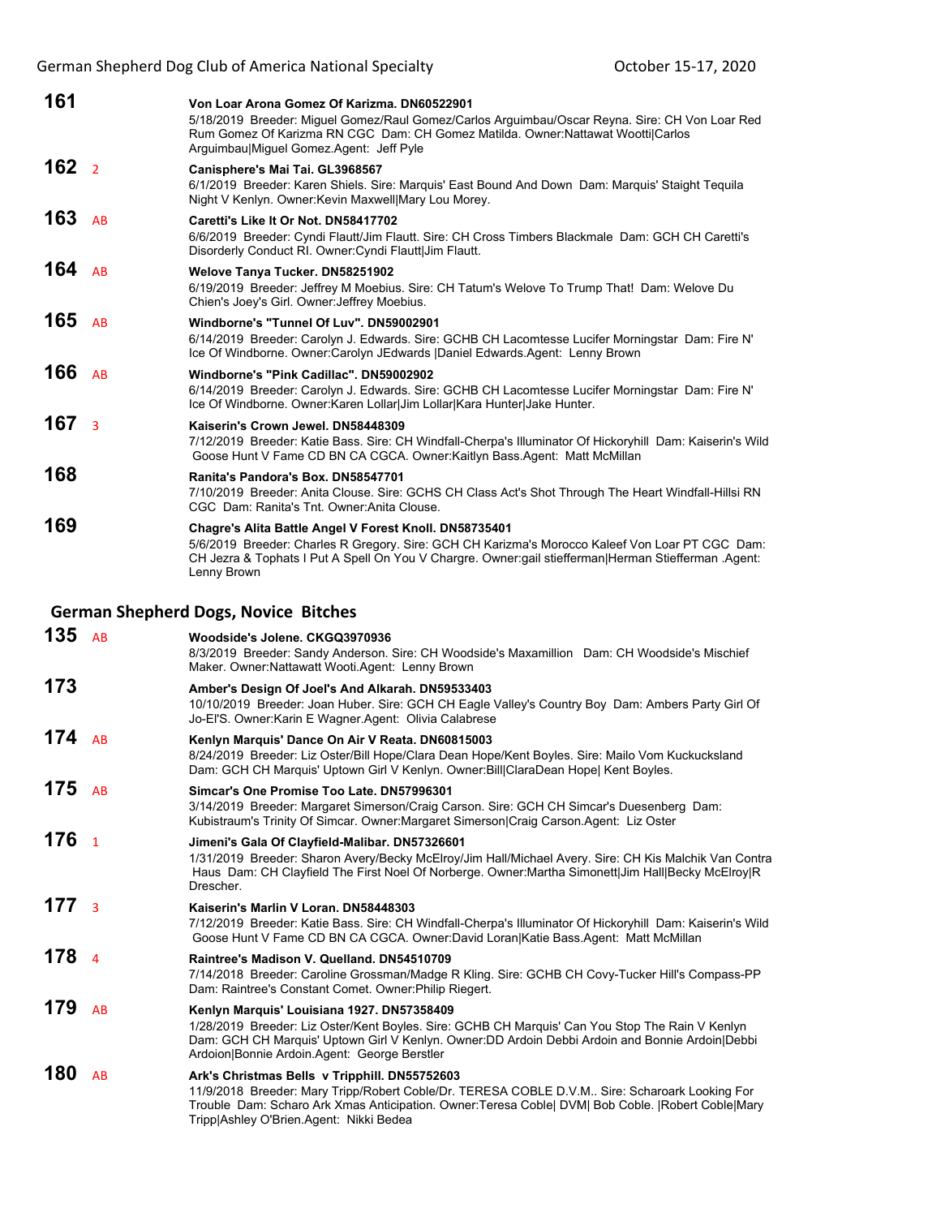**161** Von Loar Arona Gomez Of Karizma. DN60522901
5/18/2019 Breeder: Miguel Gomez/Raul Gomez/Carlos Arguimbau/Oscar Reyna. Sire: CH Von Loar Red Rum Gomez Of Karizma RN CGC Dam: CH Gomez Matilda. Owner:Nattawat Wootti|Carlos Arguimbau|Miguel Gomez.Agent: Jeff Pyle

**162** 2 **Canisphere's Mai Tai. GL3968567**
6/1/2019 Breeder: Karen Shiels. Sire: Marquis' East Bound And Down Dam: Marquis' Staight Tequila Night V Kenlyn. Owner:Kevin Maxwell|Mary Lou Morey.

**163** AB **Caretti's Like It Or Not. DN58417702**
6/6/2019 Breeder: Cyndi Flautt/Jim Flautt. Sire: CH Cross Timbers Blackmale Dam: GCH CH Caretti's Disorderly Conduct RI. Owner:Cyndi Flautt|Jim Flautt.

**164** AB **Welove Tanya Tucker. DN58251902**
6/19/2019 Breeder: Jeffrey M Moebius. Sire: CH Tatum's Welove To Trump That! Dam: Welove Du Chien's Joey's Girl. Owner:Jeffrey Moebius.

**165** AB **Windborne's "Tunnel Of Luv". DN59002901**
6/14/2019 Breeder: Carolyn J. Edwards. Sire: GCHB CH Lacomtesse Lucifer Morningstar Dam: Fire N' Ice Of Windborne. Owner:Carolyn JEdwards |Daniel Edwards.Agent: Lenny Brown

**166** AB **Windborne's "Pink Cadillac". DN59002902**
6/14/2019 Breeder: Carolyn J. Edwards. Sire: GCHB CH Lacomtesse Lucifer Morningstar Dam: Fire N' Ice Of Windborne. Owner:Karen Lollar|Jim Lollar|Kara Hunter|Jake Hunter.

**167** 3 **Kaiserin's Crown Jewel. DN58448309**
7/12/2019 Breeder: Katie Bass. Sire: CH Windfall-Cherpa's Illuminator Of Hickoryhill Dam: Kaiserin's Wild Goose Hunt V Fame CD BN CA CGCA. Owner:Kaitlyn Bass.Agent: Matt McMillan

**168** Ranita's Pandora's Box. DN58547701
7/10/2019 Breeder: Anita Clouse. Sire: GCHS CH Class Act's Shot Through The Heart Windfall-Hillsi RN CGC Dam: Ranita's Tnt. Owner:Anita Clouse.

**169** Chagre's Alita Battle Angel V Forest Knoll. DN58735401
5/6/2019 Breeder: Charles R Gregory. Sire: GCH CH Karizma's Morocco Kaleef Von Loar PT CGC Dam: CH Jezra & Tophats I Put A Spell On You V Chargre. Owner:gail stiefferman|Herman Stiefferman .Agent: Lenny Brown

## German Shepherd Dogs, Novice Bitches

**135** AB **Woodside's Jolene. CKGQ3970936**
8/3/2019 Breeder: Sandy Anderson. Sire: CH Woodside's Maxamillion Dam: CH Woodside's Mischief Maker. Owner:Nattawatt Wooti.Agent: Lenny Brown

**173** Amber's Design Of Joel's And Alkarah. DN59533403
10/10/2019 Breeder: Joan Huber. Sire: GCH CH Eagle Valley's Country Boy Dam: Ambers Party Girl Of Jo-El'S. Owner:Karin E Wagner.Agent: Olivia Calabrese

**174** AB **Kenlyn Marquis' Dance On Air V Reata. DN60815003**
8/24/2019 Breeder: Liz Oster/Bill Hope/Clara Dean Hope/Kent Boyles. Sire: Mailo Vom Kuckucksland Dam: GCH CH Marquis' Uptown Girl V Kenlyn. Owner:Bill|ClaraDean Hope| Kent Boyles.

**175** AB **Simcar's One Promise Too Late. DN57996301**
3/14/2019 Breeder: Margaret Simerson/Craig Carson. Sire: GCH CH Simcar's Duesenberg Dam: Kubistraum's Trinity Of Simcar. Owner:Margaret Simerson|Craig Carson.Agent: Liz Oster

**176** 1 **Jimeni's Gala Of Clayfield-Malibar. DN57326601**
1/31/2019 Breeder: Sharon Avery/Becky McElroy/Jim Hall/Michael Avery. Sire: CH Kis Malchik Van Contra Haus Dam: CH Clayfield The First Noel Of Norberge. Owner:Martha Simonett|Jim Hall|Becky McElroy|R Drescher.

**177** 3 **Kaiserin's Marlin V Loran. DN58448303**
7/12/2019 Breeder: Katie Bass. Sire: CH Windfall-Cherpa's Illuminator Of Hickoryhill Dam: Kaiserin's Wild Goose Hunt V Fame CD BN CA CGCA. Owner:David Loran|Katie Bass.Agent: Matt McMillan

**178** 4 **Raintree's Madison V. Quelland. DN54510709**
7/14/2018 Breeder: Caroline Grossman/Madge R Kling. Sire: GCHB CH Covy-Tucker Hill's Compass-PP Dam: Raintree's Constant Comet. Owner:Philip Riegert.

**179** AB **Kenlyn Marquis' Louisiana 1927. DN57358409**
1/28/2019 Breeder: Liz Oster/Kent Boyles. Sire: GCHB CH Marquis' Can You Stop The Rain V Kenlyn Dam: GCH CH Marquis' Uptown Girl V Kenlyn. Owner:DD Ardoin Debbi Ardoin and Bonnie Ardoin|Debbi Ardoion|Bonnie Ardoin.Agent: George Berstler

**180** AB **Ark's Christmas Bells v Tripphill. DN55752603**
11/9/2018 Breeder: Mary Tripp/Robert Coble/Dr. TERESA COBLE D.V.M.. Sire: Scharoark Looking For Trouble Dam: Scharo Ark Xmas Anticipation. Owner:Teresa Coble| DVM| Bob Coble. |Robert Coble|Mary Tripp|Ashley O'Brien.Agent: Nikki Bedea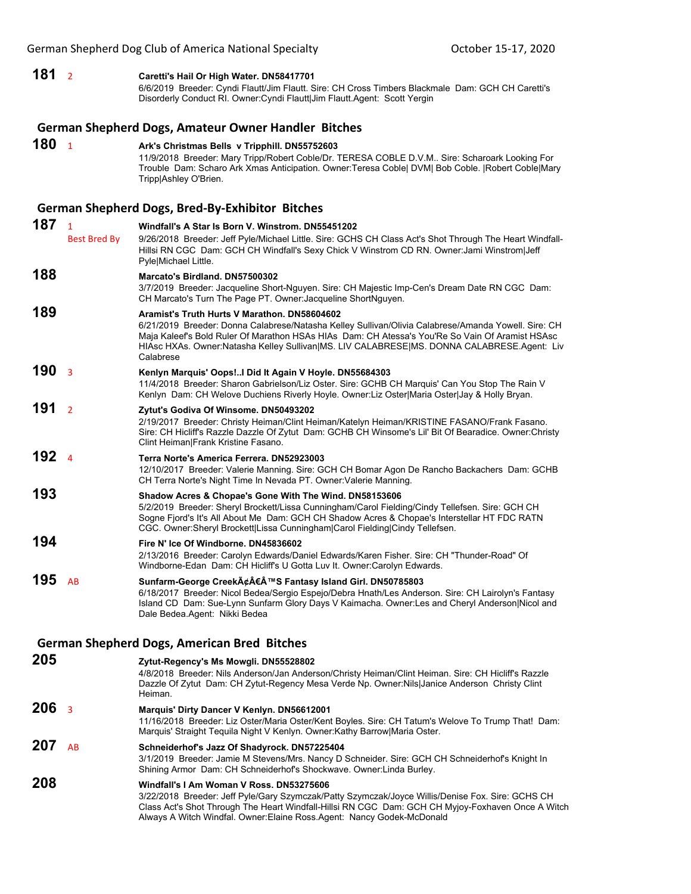**181** 2 **Caretti's Hail Or High Water. DN58417701**
6/6/2019 Breeder: Cyndi Flautt/Jim Flautt. Sire: CH Cross Timbers Blackmale Dam: GCH CH Caretti's Disorderly Conduct RI. Owner:Cyndi Flautt|Jim Flautt.Agent: Scott Yergin

## German Shepherd Dogs, Amateur Owner Handler Bitches

**180** 1 **Ark's Christmas Bells v Tripphill. DN55752603**
11/9/2018 Breeder: Mary Tripp/Robert Coble/Dr. TERESA COBLE D.V.M.. Sire: Scharoark Looking For Trouble Dam: Scharo Ark Xmas Anticipation. Owner:Teresa Coble| DVM| Bob Coble. |Robert Coble|Mary Tripp|Ashley O'Brien.

## German Shepherd Dogs, Bred-By-Exhibitor Bitches

**187** 1 Best Bred By **Windfall's A Star Is Born V. Winstrom. DN55451202**
9/26/2018 Breeder: Jeff Pyle/Michael Little. Sire: GCHS CH Class Act's Shot Through The Heart Windfall-Hillsi RN CGC Dam: GCH CH Windfall's Sexy Chick V Winstrom CD RN. Owner:Jami Winstrom|Jeff Pyle|Michael Little.

**188** **Marcato's Birdland. DN57500302**
3/7/2019 Breeder: Jacqueline Short-Nguyen. Sire: CH Majestic Imp-Cen's Dream Date RN CGC Dam: CH Marcato's Turn The Page PT. Owner:Jacqueline ShortNguyen.

**189** **Aramist's Truth Hurts V Marathon. DN58604602**
6/21/2019 Breeder: Donna Calabrese/Natasha Kelley Sullivan/Olivia Calabrese/Amanda Yowell. Sire: CH Maja Kaleef's Bold Ruler Of Marathon HSAs HIAs Dam: CH Atessa's You'Re So Vain Of Aramist HSAsc HIAsc HXAs. Owner:Natasha Kelley Sullivan|MS. LIV CALABRESE|MS. DONNA CALABRESE.Agent: Liv Calabrese

**190** 3 **Kenlyn Marquis' Oops!..I Did It Again V Hoyle. DN55684303**
11/4/2018 Breeder: Sharon Gabrielson/Liz Oster. Sire: GCHB CH Marquis' Can You Stop The Rain V Kenlyn Dam: CH Welove Duchiens Riverly Hoyle. Owner:Liz Oster|Maria Oster|Jay & Holly Bryan.

**191** 2 **Zytut's Godiva Of Winsome. DN50493202**
2/19/2017 Breeder: Christy Heiman/Clint Heiman/Katelyn Heiman/KRISTINE FASANO/Frank Fasano. Sire: CH Hicliff's Razzle Dazzle Of Zytut Dam: GCHB CH Winsome's Lil' Bit Of Bearadice. Owner:Christy Clint Heiman|Frank Kristine Fasano.

**192** 4 **Terra Norte's America Ferrera. DN52923003**
12/10/2017 Breeder: Valerie Manning. Sire: GCH CH Bomar Agon De Rancho Backachers Dam: GCHB CH Terra Norte's Night Time In Nevada PT. Owner:Valerie Manning.

**193** **Shadow Acres & Chopae's Gone With The Wind. DN58153606**
5/2/2019 Breeder: Sheryl Brockett/Lissa Cunningham/Carol Fielding/Cindy Tellefsen. Sire: GCH CH Sogne Fjord's It's All About Me Dam: GCH CH Shadow Acres & Chopae's Interstellar HT FDC RATN CGC. Owner:Sheryl Brockett|Lissa Cunningham|Carol Fielding|Cindy Tellefsen.

**194** **Fire N' Ice Of Windborne. DN45836602**
2/13/2016 Breeder: Carolyn Edwards/Daniel Edwards/Karen Fisher. Sire: CH "Thunder-Road" Of Windborne-Edan Dam: CH Hicliff's U Gotta Luv It. Owner:Carolyn Edwards.

**195** AB **Sunfarm-George CreekÃ¢Â€Â™S Fantasy Island Girl. DN50785803**
6/18/2017 Breeder: Nicol Bedea/Sergio Espejo/Debra Hnath/Les Anderson. Sire: CH Lairolyn's Fantasy Island CD Dam: Sue-Lynn Sunfarm Glory Days V Kaimacha. Owner:Les and Cheryl Anderson|Nicol and Dale Bedea.Agent: Nikki Bedea

## German Shepherd Dogs, American Bred Bitches

**205** **Zytut-Regency's Ms Mowgli. DN55528802**
4/8/2018 Breeder: Nils Anderson/Jan Anderson/Christy Heiman/Clint Heiman. Sire: CH Hicliff's Razzle Dazzle Of Zytut Dam: CH Zytut-Regency Mesa Verde Np. Owner:Nils|Janice Anderson Christy Clint Heiman.

**206** 3 **Marquis' Dirty Dancer V Kenlyn. DN56612001**
11/16/2018 Breeder: Liz Oster/Maria Oster/Kent Boyles. Sire: CH Tatum's Welove To Trump That! Dam: Marquis' Straight Tequila Night V Kenlyn. Owner:Kathy Barrow|Maria Oster.

**207** AB **Schneiderhof's Jazz Of Shadyrock. DN57225404**
3/1/2019 Breeder: Jamie M Stevens/Mrs. Nancy D Schneider. Sire: GCH CH Schneiderhof's Knight In Shining Armor Dam: CH Schneiderhof's Shockwave. Owner:Linda Burley.

**208** **Windfall's I Am Woman V Ross. DN53275606**
3/22/2018 Breeder: Jeff Pyle/Gary Szymczak/Patty Szymczak/Joyce Willis/Denise Fox. Sire: GCHS CH Class Act's Shot Through The Heart Windfall-Hillsi RN CGC Dam: GCH CH Myjoy-Foxhaven Once A Witch Always A Witch Windfal. Owner:Elaine Ross.Agent: Nancy Godek-McDonald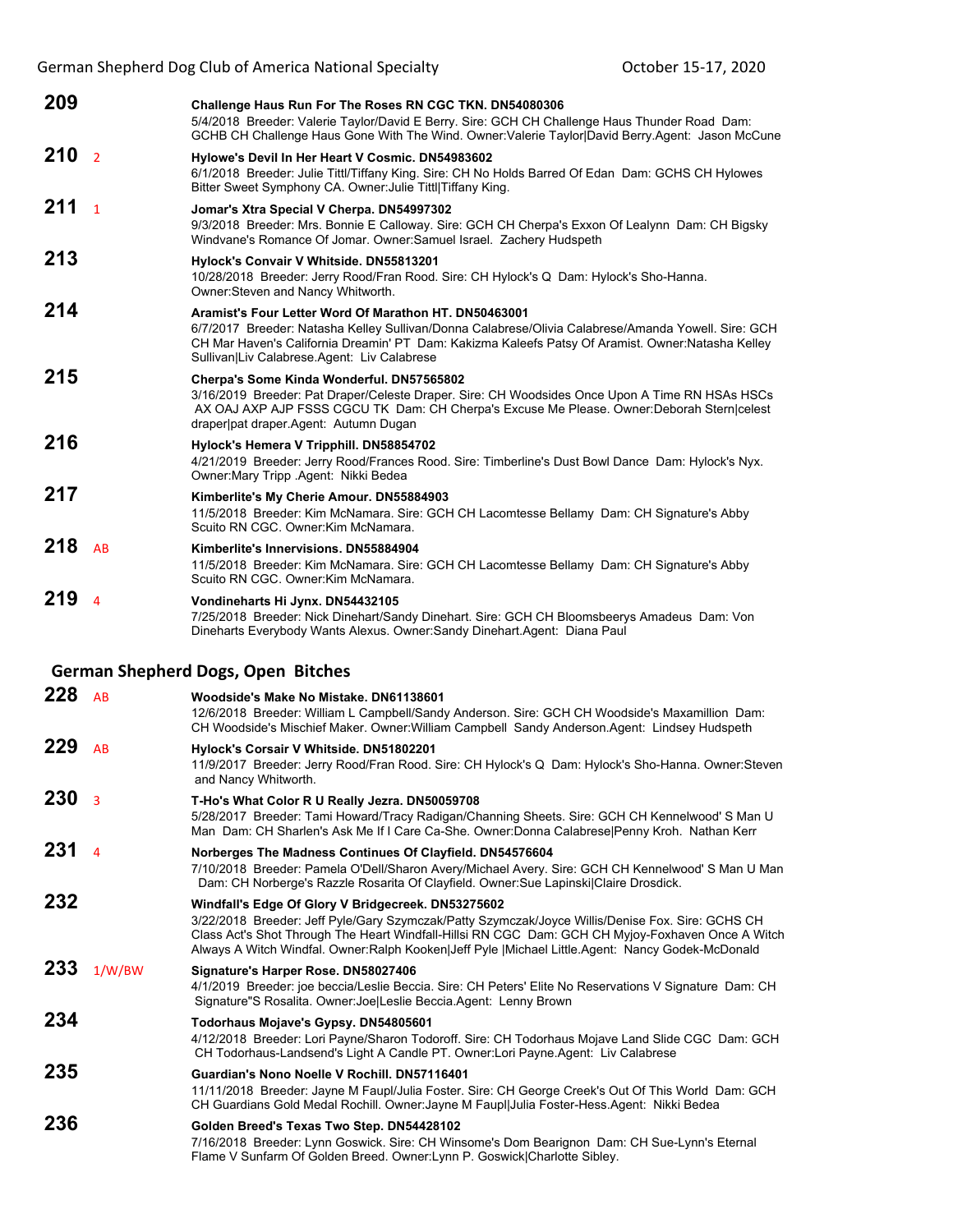**209** Challenge Haus Run For The Roses RN CGC TKN. DN54080306
5/4/2018 Breeder: Valerie Taylor/David E Berry. Sire: GCH CH Challenge Haus Thunder Road Dam: GCHB CH Challenge Haus Gone With The Wind. Owner:Valerie Taylor|David Berry.Agent: Jason McCune

**210** 2 Hylowe's Devil In Her Heart V Cosmic. DN54983602
6/1/2018 Breeder: Julie Tittl/Tiffany King. Sire: CH No Holds Barred Of Edan Dam: GCHS CH Hylowes Bitter Sweet Symphony CA. Owner:Julie Tittl|Tiffany King.

**211** 1 Jomar's Xtra Special V Cherpa. DN54997302
9/3/2018 Breeder: Mrs. Bonnie E Calloway. Sire: GCH CH Cherpa's Exxon Of Lealynn Dam: CH Bigsky Windvane's Romance Of Jomar. Owner:Samuel Israel. Zachery Hudspeth

**213** Hylock's Convair V Whitside. DN55813201
10/28/2018 Breeder: Jerry Rood/Fran Rood. Sire: CH Hylock's Q Dam: Hylock's Sho-Hanna. Owner:Steven and Nancy Whitworth.

**214** Aramist's Four Letter Word Of Marathon HT. DN50463001
6/7/2017 Breeder: Natasha Kelley Sullivan/Donna Calabrese/Olivia Calabrese/Amanda Yowell. Sire: GCH CH Mar Haven's California Dreamin' PT Dam: Kakizma Kaleefs Patsy Of Aramist. Owner:Natasha Kelley Sullivan|Liv Calabrese.Agent: Liv Calabrese

**215** Cherpa's Some Kinda Wonderful. DN57565802
3/16/2019 Breeder: Pat Draper/Celeste Draper. Sire: CH Woodsides Once Upon A Time RN HSAs HSCs AX OAJ AXP AJP FSSS CGCU TK Dam: CH Cherpa's Excuse Me Please. Owner:Deborah Stern|celest draper|pat draper.Agent: Autumn Dugan

**216** Hylock's Hemera V Tripphill. DN58854702
4/21/2019 Breeder: Jerry Rood/Frances Rood. Sire: Timberline's Dust Bowl Dance Dam: Hylock's Nyx. Owner:Mary Tripp .Agent: Nikki Bedea

**217** Kimberlite's My Cherie Amour. DN55884903
11/5/2018 Breeder: Kim McNamara. Sire: GCH CH Lacomtesse Bellamy Dam: CH Signature's Abby Scuito RN CGC. Owner:Kim McNamara.

**218** AB Kimberlite's Innervisions. DN55884904
11/5/2018 Breeder: Kim McNamara. Sire: GCH CH Lacomtesse Bellamy Dam: CH Signature's Abby Scuito RN CGC. Owner:Kim McNamara.

**219** 4 Vondineharts Hi Jynx. DN54432105
7/25/2018 Breeder: Nick Dinehart/Sandy Dinehart. Sire: GCH CH Bloomsbeerys Amadeus Dam: Von Dineharts Everybody Wants Alexus. Owner:Sandy Dinehart.Agent: Diana Paul

## German Shepherd Dogs, Open Bitches

**228** AB Woodside's Make No Mistake. DN61138601
12/6/2018 Breeder: William L Campbell/Sandy Anderson. Sire: GCH CH Woodside's Maxamillion Dam: CH Woodside's Mischief Maker. Owner:William Campbell Sandy Anderson.Agent: Lindsey Hudspeth

**229** AB Hylock's Corsair V Whitside. DN51802201
11/9/2017 Breeder: Jerry Rood/Fran Rood. Sire: CH Hylock's Q Dam: Hylock's Sho-Hanna. Owner:Steven and Nancy Whitworth.

**230** 3 T-Ho's What Color R U Really Jezra. DN50059708
5/28/2017 Breeder: Tami Howard/Tracy Radigan/Channing Sheets. Sire: GCH CH Kennelwood' S Man U Man Dam: CH Sharlen's Ask Me If I Care Ca-She. Owner:Donna Calabrese|Penny Kroh. Nathan Kerr

**231** 4 Norberges The Madness Continues Of Clayfield. DN54576604
7/10/2018 Breeder: Pamela O'Dell/Sharon Avery/Michael Avery. Sire: GCH CH Kennelwood' S Man U Man Dam: CH Norberge's Razzle Rosarita Of Clayfield. Owner:Sue Lapinski|Claire Drosdick.

**232** Windfall's Edge Of Glory V Bridgecreek. DN53275602
3/22/2018 Breeder: Jeff Pyle/Gary Szymczak/Patty Szymczak/Joyce Willis/Denise Fox. Sire: GCHS CH Class Act's Shot Through The Heart Windfall-Hillsi RN CGC Dam: GCH CH Myjoy-Foxhaven Once A Witch Always A Witch Windfal. Owner:Ralph Kooken|Jeff Pyle |Michael Little.Agent: Nancy Godek-McDonald

**233** 1/W/BW Signature's Harper Rose. DN58027406
4/1/2019 Breeder: joe beccia/Leslie Beccia. Sire: CH Peters' Elite No Reservations V Signature Dam: CH Signature"S Rosalita. Owner:Joe|Leslie Beccia.Agent: Lenny Brown

**234** Todorhaus Mojave's Gypsy. DN54805601
4/12/2018 Breeder: Lori Payne/Sharon Todoroff. Sire: CH Todorhaus Mojave Land Slide CGC Dam: GCH CH Todorhaus-Landsend's Light A Candle PT. Owner:Lori Payne.Agent: Liv Calabrese

**235** Guardian's Nono Noelle V Rochill. DN57116401
11/11/2018 Breeder: Jayne M Faupl/Julia Foster. Sire: CH George Creek's Out Of This World Dam: GCH CH Guardians Gold Medal Rochill. Owner:Jayne M Faupl|Julia Foster-Hess.Agent: Nikki Bedea

**236** Golden Breed's Texas Two Step. DN54428102
7/16/2018 Breeder: Lynn Goswick. Sire: CH Winsome's Dom Bearignon Dam: CH Sue-Lynn's Eternal Flame V Sunfarm Of Golden Breed. Owner:Lynn P. Goswick|Charlotte Sibley.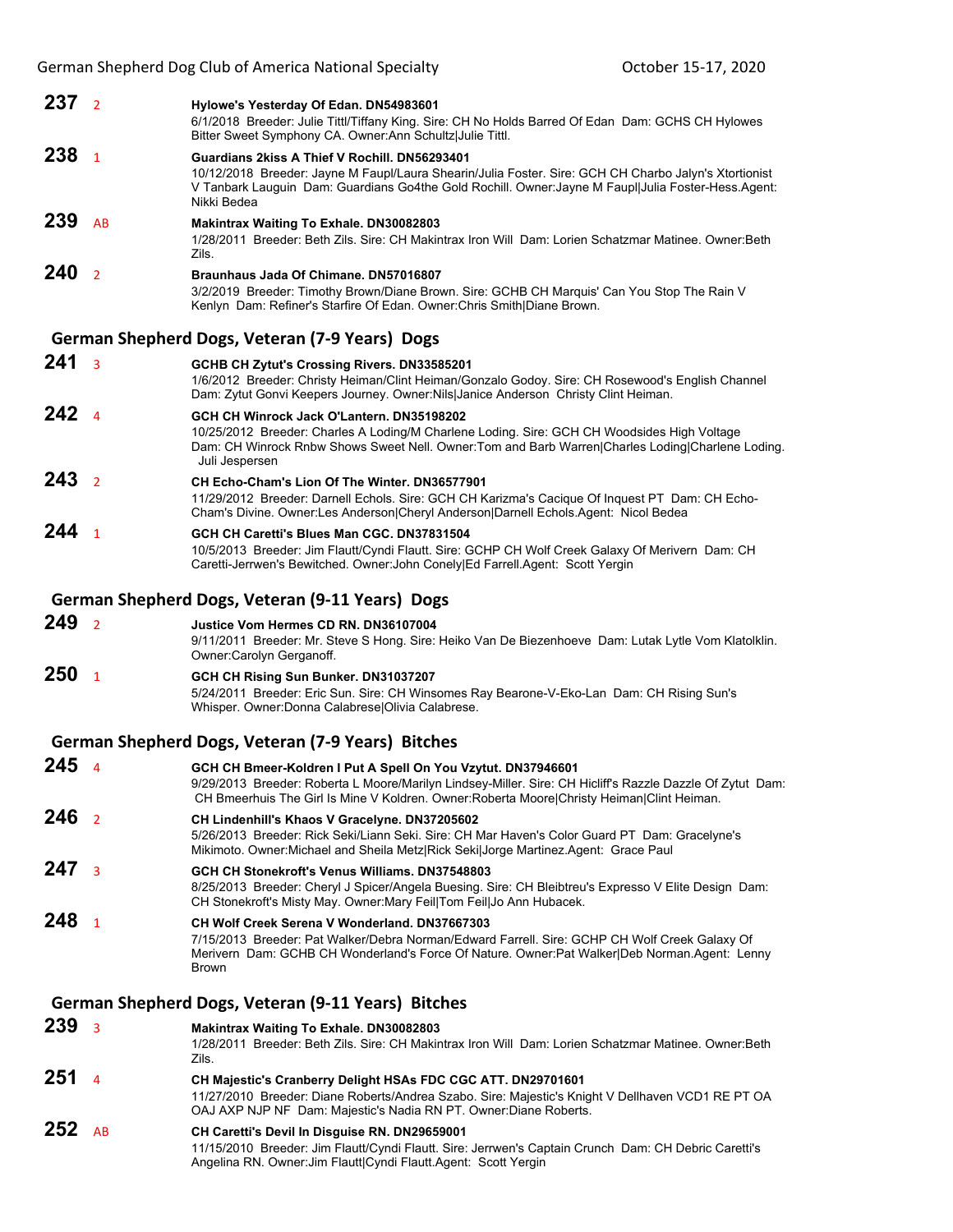**237** 2 **Hylowe's Yesterday Of Edan. DN54983601**
6/1/2018 Breeder: Julie Tittl/Tiffany King. Sire: CH No Holds Barred Of Edan Dam: GCHS CH Hylowes Bitter Sweet Symphony CA. Owner:Ann Schultz|Julie Tittl.

**238** 1 **Guardians 2kiss A Thief V Rochill. DN56293401**
10/12/2018 Breeder: Jayne M Faupl/Laura Shearin/Julia Foster. Sire: GCH CH Charbo Jalyn's Xtortionist V Tanbark Lauguin Dam: Guardians Go4the Gold Rochill. Owner:Jayne M Faupl|Julia Foster-Hess.Agent: Nikki Bedea

**239** AB **Makintrax Waiting To Exhale. DN30082803**
1/28/2011 Breeder: Beth Zils. Sire: CH Makintrax Iron Will Dam: Lorien Schatzmar Matinee. Owner:Beth Zils.

**240** 2 **Braunhaus Jada Of Chimane. DN57016807**
3/2/2019 Breeder: Timothy Brown/Diane Brown. Sire: GCHB CH Marquis' Can You Stop The Rain V Kenlyn Dam: Refiner's Starfire Of Edan. Owner:Chris Smith|Diane Brown.

## German Shepherd Dogs, Veteran (7-9 Years) Dogs

**241** 3 **GCHB CH Zytut's Crossing Rivers. DN33585201**
1/6/2012 Breeder: Christy Heiman/Clint Heiman/Gonzalo Godoy. Sire: CH Rosewood's English Channel Dam: Zytut Gonvi Keepers Journey. Owner:Nils|Janice Anderson Christy Clint Heiman.

**242** 4 **GCH CH Winrock Jack O'Lantern. DN35198202**
10/25/2012 Breeder: Charles A Loding/M Charlene Loding. Sire: GCH CH Woodsides High Voltage Dam: CH Winrock Rnbw Shows Sweet Nell. Owner:Tom and Barb Warren|Charles Loding|Charlene Loding. Juli Jespersen

**243** 2 **CH Echo-Cham's Lion Of The Winter. DN36577901**
11/29/2012 Breeder: Darnell Echols. Sire: GCH CH Karizma's Cacique Of Inquest PT Dam: CH Echo-Cham's Divine. Owner:Les Anderson|Cheryl Anderson|Darnell Echols.Agent: Nicol Bedea

**244** 1 **GCH CH Caretti's Blues Man CGC. DN37831504**
10/5/2013 Breeder: Jim Flautt/Cyndi Flautt. Sire: GCHP CH Wolf Creek Galaxy Of Merivern Dam: CH Caretti-Jerrwen's Bewitched. Owner:John Conely|Ed Farrell.Agent: Scott Yergin

## German Shepherd Dogs, Veteran (9-11 Years) Dogs

**249** 2 **Justice Vom Hermes CD RN. DN36107004**
9/11/2011 Breeder: Mr. Steve S Hong. Sire: Heiko Van De Biezenhoeve Dam: Lutak Lytle Vom Klatolklin. Owner:Carolyn Gerganoff.

**250** 1 **GCH CH Rising Sun Bunker. DN31037207**
5/24/2011 Breeder: Eric Sun. Sire: CH Winsomes Ray Bearone-V-Eko-Lan Dam: CH Rising Sun's Whisper. Owner:Donna Calabrese|Olivia Calabrese.

## German Shepherd Dogs, Veteran (7-9 Years) Bitches

**245** 4 **GCH CH Bmeer-Koldren I Put A Spell On You Vzytut. DN37946601**
9/29/2013 Breeder: Roberta L Moore/Marilyn Lindsey-Miller. Sire: CH Hicliff's Razzle Dazzle Of Zytut Dam: CH Bmeerhuis The Girl Is Mine V Koldren. Owner:Roberta Moore|Christy Heiman|Clint Heiman.

**246** 2 **CH Lindenhill's Khaos V Gracelyne. DN37205602**
5/26/2013 Breeder: Rick Seki/Liann Seki. Sire: CH Mar Haven's Color Guard PT Dam: Gracelyne's Mikimoto. Owner:Michael and Sheila Metz|Rick Seki|Jorge Martinez.Agent: Grace Paul

**247** 3 **GCH CH Stonekroft's Venus Williams. DN37548803**
8/25/2013 Breeder: Cheryl J Spicer/Angela Buesing. Sire: CH Bleibtreu's Expresso V Elite Design Dam: CH Stonekroft's Misty May. Owner:Mary Feil|Tom Feil|Jo Ann Hubacek.

**248** 1 **CH Wolf Creek Serena V Wonderland. DN37667303**
7/15/2013 Breeder: Pat Walker/Debra Norman/Edward Farrell. Sire: GCHP CH Wolf Creek Galaxy Of Merivern Dam: GCHB CH Wonderland's Force Of Nature. Owner:Pat Walker|Deb Norman.Agent: Lenny Brown

## German Shepherd Dogs, Veteran (9-11 Years) Bitches

**239** 3 **Makintrax Waiting To Exhale. DN30082803**
1/28/2011 Breeder: Beth Zils. Sire: CH Makintrax Iron Will Dam: Lorien Schatzmar Matinee. Owner:Beth Zils.

**251** 4 **CH Majestic's Cranberry Delight HSAs FDC CGC ATT. DN29701601**
11/27/2010 Breeder: Diane Roberts/Andrea Szabo. Sire: Majestic's Knight V Dellhaven VCD1 RE PT OA OAJ AXP NJP NF Dam: Majestic's Nadia RN PT. Owner:Diane Roberts.

**252** AB **CH Caretti's Devil In Disguise RN. DN29659001**
11/15/2010 Breeder: Jim Flautt/Cyndi Flautt. Sire: Jerrwen's Captain Crunch Dam: CH Debric Caretti's Angelina RN. Owner:Jim Flautt|Cyndi Flautt.Agent: Scott Yergin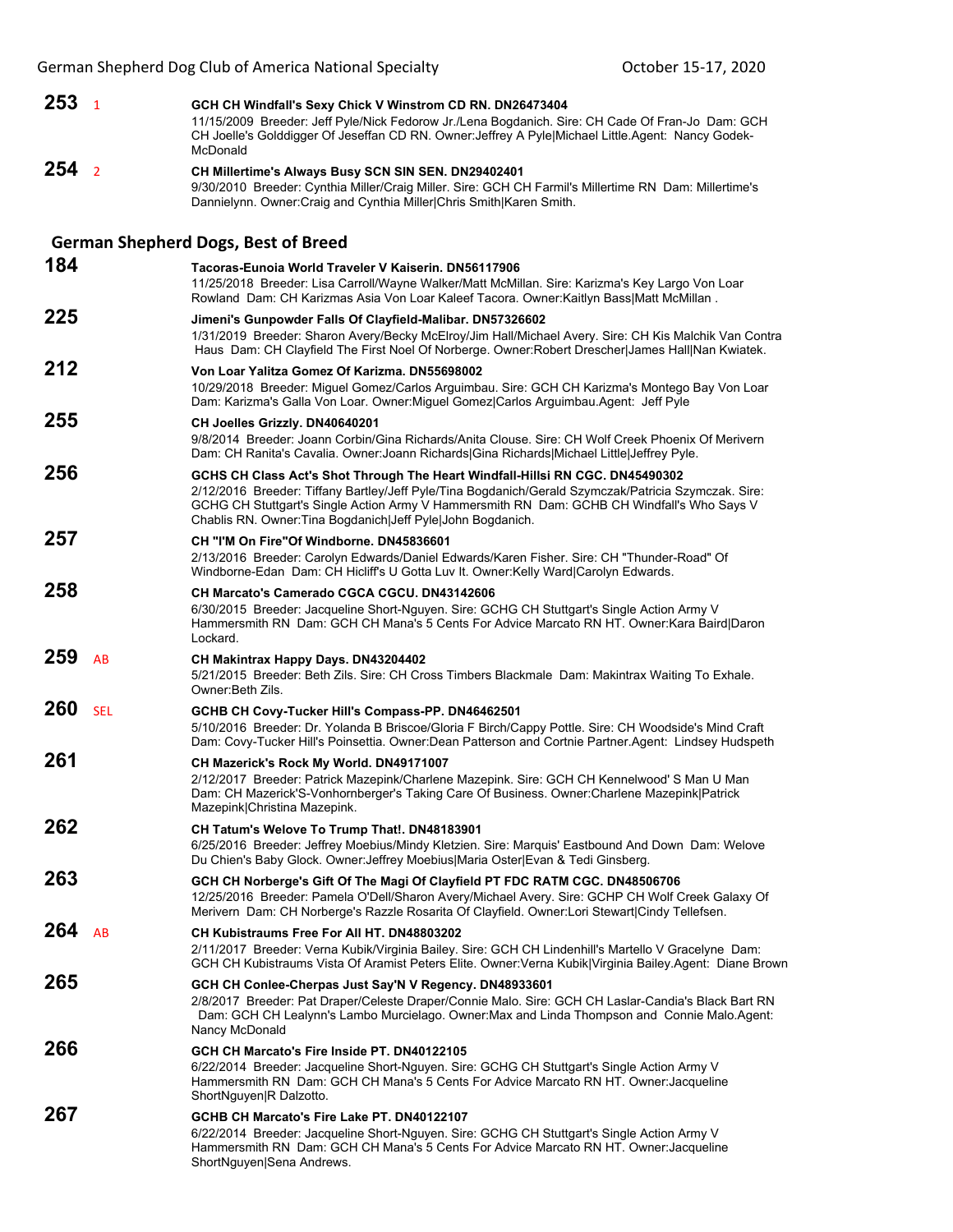**253** 1 **GCH CH Windfall's Sexy Chick V Winstrom CD RN. DN26473404**
11/15/2009 Breeder: Jeff Pyle/Nick Fedorow Jr./Lena Bogdanich. Sire: CH Cade Of Fran-Jo Dam: GCH CH Joelle's Golddigger Of Jeseffan CD RN. Owner:Jeffrey A Pyle|Michael Little.Agent: Nancy Godek-McDonald

**254** 2 **CH Millertime's Always Busy SCN SIN SEN. DN29402401**
9/30/2010 Breeder: Cynthia Miller/Craig Miller. Sire: GCH CH Farmil's Millertime RN Dam: Millertime's Dannielynn. Owner:Craig and Cynthia Miller|Chris Smith|Karen Smith.

## German Shepherd Dogs, Best of Breed

**184** **Tacoras-Eunoia World Traveler V Kaiserin. DN56117906**
11/25/2018 Breeder: Lisa Carroll/Wayne Walker/Matt McMillan. Sire: Karizma's Key Largo Von Loar Rowland Dam: CH Karizmas Asia Von Loar Kaleef Tacora. Owner:Kaitlyn Bass|Matt McMillan .

**225** **Jimeni's Gunpowder Falls Of Clayfield-Malibar. DN57326602**
1/31/2019 Breeder: Sharon Avery/Becky McElroy/Jim Hall/Michael Avery. Sire: CH Kis Malchik Van Contra Haus Dam: CH Clayfield The First Noel Of Norberge. Owner:Robert Drescher|James Hall|Nan Kwiatek.

**212** **Von Loar Yalitza Gomez Of Karizma. DN55698002**
10/29/2018 Breeder: Miguel Gomez/Carlos Arguimbau. Sire: GCH CH Karizma's Montego Bay Von Loar Dam: Karizma's Galla Von Loar. Owner:Miguel Gomez|Carlos Arguimbau.Agent: Jeff Pyle

**255** **CH Joelles Grizzly. DN40640201**
9/8/2014 Breeder: Joann Corbin/Gina Richards/Anita Clouse. Sire: CH Wolf Creek Phoenix Of Merivern Dam: CH Ranita's Cavalia. Owner:Joann Richards|Gina Richards|Michael Little|Jeffrey Pyle.

**256** **GCHS CH Class Act's Shot Through The Heart Windfall-Hillsi RN CGC. DN45490302**
2/12/2016 Breeder: Tiffany Bartley/Jeff Pyle/Tina Bogdanich/Gerald Szymczak/Patricia Szymczak. Sire: GCHG CH Stuttgart's Single Action Army V Hammersmith RN Dam: GCHB CH Windfall's Who Says V Chablis RN. Owner:Tina Bogdanich|Jeff Pyle|John Bogdanich.

**257** **CH "I'M On Fire"Of Windborne. DN45836601**
2/13/2016 Breeder: Carolyn Edwards/Daniel Edwards/Karen Fisher. Sire: CH "Thunder-Road" Of Windborne-Edan Dam: CH Hicliff's U Gotta Luv It. Owner:Kelly Ward|Carolyn Edwards.

**258** **CH Marcato's Camerado CGCA CGCU. DN43142606**
6/30/2015 Breeder: Jacqueline Short-Nguyen. Sire: GCHG CH Stuttgart's Single Action Army V Hammersmith RN Dam: GCH CH Mana's 5 Cents For Advice Marcato RN HT. Owner:Kara Baird|Daron Lockard.

**259** AB **CH Makintrax Happy Days. DN43204402**
5/21/2015 Breeder: Beth Zils. Sire: CH Cross Timbers Blackmale Dam: Makintrax Waiting To Exhale. Owner:Beth Zils.

**260** SEL **GCHB CH Covy-Tucker Hill's Compass-PP. DN46462501**
5/10/2016 Breeder: Dr. Yolanda B Briscoe/Gloria F Birch/Cappy Pottle. Sire: CH Woodside's Mind Craft Dam: Covy-Tucker Hill's Poinsettia. Owner:Dean Patterson and Cortnie Partner.Agent: Lindsey Hudspeth

**261** **CH Mazerick's Rock My World. DN49171007**
2/12/2017 Breeder: Patrick Mazepink/Charlene Mazepink. Sire: GCH CH Kennelwood' S Man U Man Dam: CH Mazerick'S-Vonhornberger's Taking Care Of Business. Owner:Charlene Mazepink|Patrick Mazepink|Christina Mazepink.

**262** **CH Tatum's Welove To Trump That!. DN48183901**
6/25/2016 Breeder: Jeffrey Moebius/Mindy Kletzien. Sire: Marquis' Eastbound And Down Dam: Welove Du Chien's Baby Glock. Owner:Jeffrey Moebius|Maria Oster|Evan & Tedi Ginsberg.

**263** **GCH CH Norberge's Gift Of The Magi Of Clayfield PT FDC RATM CGC. DN48506706**
12/25/2016 Breeder: Pamela O'Dell/Sharon Avery/Michael Avery. Sire: GCHP CH Wolf Creek Galaxy Of Merivern Dam: CH Norberge's Razzle Rosarita Of Clayfield. Owner:Lori Stewart|Cindy Tellefsen.

**264** AB **CH Kubistraums Free For All HT. DN48803202**
2/11/2017 Breeder: Verna Kubik/Virginia Bailey. Sire: GCH CH Lindenhill's Martello V Gracelyne Dam: GCH CH Kubistraums Vista Of Aramist Peters Elite. Owner:Verna Kubik|Virginia Bailey.Agent: Diane Brown

**265** **GCH CH Conlee-Cherpas Just Say'N V Regency. DN48933601**
2/8/2017 Breeder: Pat Draper/Celeste Draper/Connie Malo. Sire: GCH CH Laslar-Candia's Black Bart RN Dam: GCH CH Lealynn's Lambo Murcielago. Owner:Max and Linda Thompson and Connie Malo.Agent: Nancy McDonald

**266** **GCH CH Marcato's Fire Inside PT. DN40122105**
6/22/2014 Breeder: Jacqueline Short-Nguyen. Sire: GCHG CH Stuttgart's Single Action Army V Hammersmith RN Dam: GCH CH Mana's 5 Cents For Advice Marcato RN HT. Owner:Jacqueline ShortNguyen|R Dalzotto.

**267** **GCHB CH Marcato's Fire Lake PT. DN40122107**
6/22/2014 Breeder: Jacqueline Short-Nguyen. Sire: GCHG CH Stuttgart's Single Action Army V Hammersmith RN Dam: GCH CH Mana's 5 Cents For Advice Marcato RN HT. Owner:Jacqueline ShortNguyen|Sena Andrews.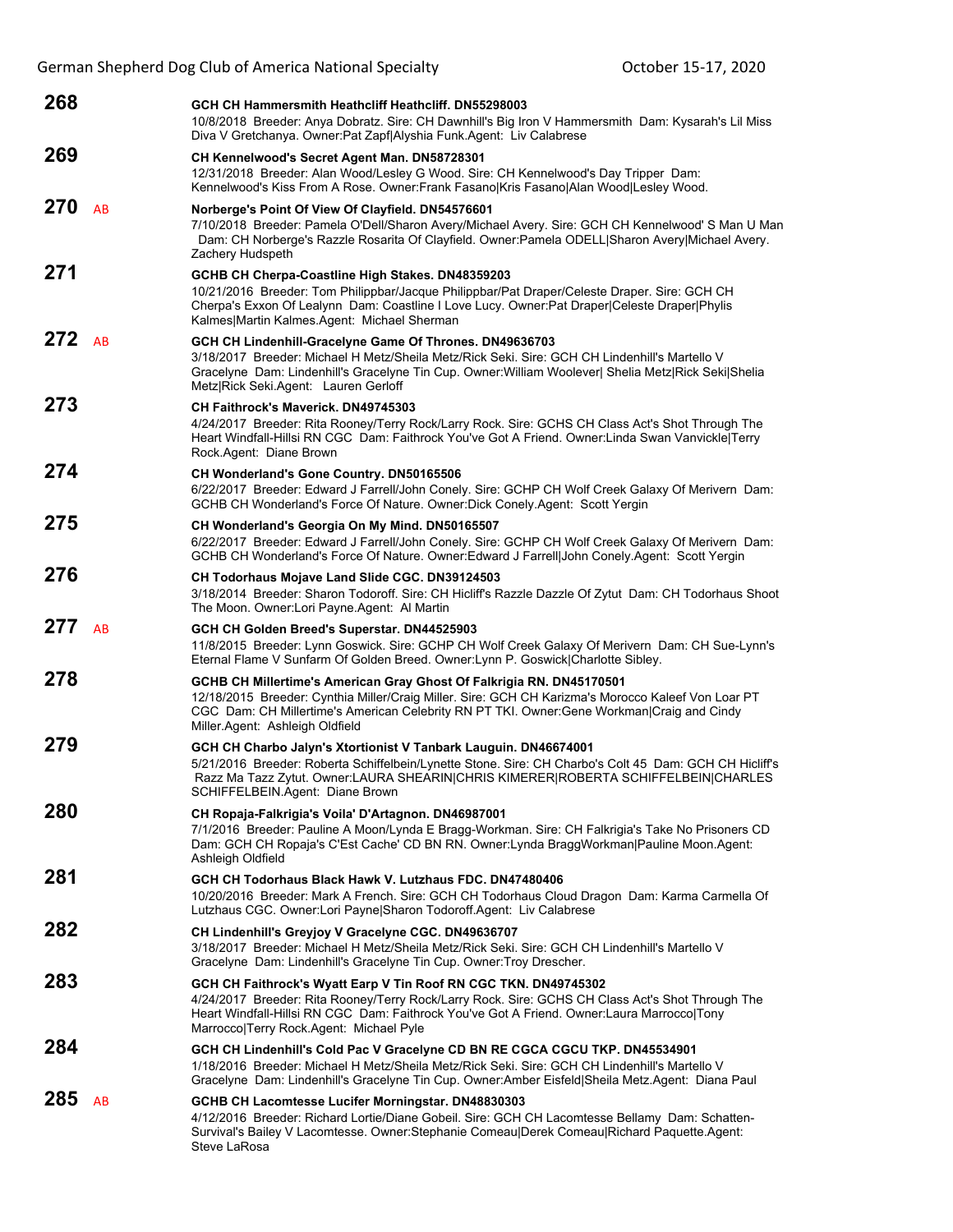**268** GCH CH Hammersmith Heathcliff Heathcliff. DN55298003
10/8/2018 Breeder: Anya Dobratz. Sire: CH Dawnhill's Big Iron V Hammersmith Dam: Kysarah's Lil Miss Diva V Gretchanya. Owner:Pat Zapf|Alyshia Funk.Agent: Liv Calabrese

**269** CH Kennelwood's Secret Agent Man. DN58728301
12/31/2018 Breeder: Alan Wood/Lesley G Wood. Sire: CH Kennelwood's Day Tripper Dam: Kennelwood's Kiss From A Rose. Owner:Frank Fasano|Kris Fasano|Alan Wood|Lesley Wood.

**270** AB Norberge's Point Of View Of Clayfield. DN54576601
7/10/2018 Breeder: Pamela O'Dell/Sharon Avery/Michael Avery. Sire: GCH CH Kennelwood' S Man U Man Dam: CH Norberge's Razzle Rosarita Of Clayfield. Owner:Pamela ODELL|Sharon Avery|Michael Avery. Zachery Hudspeth

**271** GCHB CH Cherpa-Coastline High Stakes. DN48359203
10/21/2016 Breeder: Tom Philippbar/Jacque Philippbar/Pat Draper/Celeste Draper. Sire: GCH CH Cherpa's Exxon Of Lealynn Dam: Coastline I Love Lucy. Owner:Pat Draper|Celeste Draper|Phylis Kalmes|Martin Kalmes.Agent: Michael Sherman

**272** AB GCH CH Lindenhill-Gracelyne Game Of Thrones. DN49636703
3/18/2017 Breeder: Michael H Metz/Sheila Metz/Rick Seki. Sire: GCH CH Lindenhill's Martello V Gracelyne Dam: Lindenhill's Gracelyne Tin Cup. Owner:William Woolever| Shelia Metz|Rick Seki|Shelia Metz|Rick Seki.Agent: Lauren Gerloff

**273** CH Faithrock's Maverick. DN49745303
4/24/2017 Breeder: Rita Rooney/Terry Rock/Larry Rock. Sire: GCHS CH Class Act's Shot Through The Heart Windfall-Hillsi RN CGC Dam: Faithrock You've Got A Friend. Owner:Linda Swan Vanvickle|Terry Rock.Agent: Diane Brown

**274** CH Wonderland's Gone Country. DN50165506
6/22/2017 Breeder: Edward J Farrell/John Conely. Sire: GCHP CH Wolf Creek Galaxy Of Merivern Dam: GCHB CH Wonderland's Force Of Nature. Owner:Dick Conely.Agent: Scott Yergin

**275** CH Wonderland's Georgia On My Mind. DN50165507
6/22/2017 Breeder: Edward J Farrell/John Conely. Sire: GCHP CH Wolf Creek Galaxy Of Merivern Dam: GCHB CH Wonderland's Force Of Nature. Owner:Edward J Farrell|John Conely.Agent: Scott Yergin

**276** CH Todorhaus Mojave Land Slide CGC. DN39124503
3/18/2014 Breeder: Sharon Todoroff. Sire: CH Hicliff's Razzle Dazzle Of Zytut Dam: CH Todorhaus Shoot The Moon. Owner:Lori Payne.Agent: Al Martin

**277** AB GCH CH Golden Breed's Superstar. DN44525903
11/8/2015 Breeder: Lynn Goswick. Sire: GCHP CH Wolf Creek Galaxy Of Merivern Dam: CH Sue-Lynn's Eternal Flame V Sunfarm Of Golden Breed. Owner:Lynn P. Goswick|Charlotte Sibley.

**278** GCHB CH Millertime's American Gray Ghost Of Falkrigia RN. DN45170501
12/18/2015 Breeder: Cynthia Miller/Craig Miller. Sire: GCH CH Karizma's Morocco Kaleef Von Loar PT CGC Dam: CH Millertime's American Celebrity RN PT TKI. Owner:Gene Workman|Craig and Cindy Miller.Agent: Ashleigh Oldfield

**279** GCH CH Charbo Jalyn's Xtortionist V Tanbark Lauguin. DN46674001
5/21/2016 Breeder: Roberta Schiffelbein/Lynette Stone. Sire: CH Charbo's Colt 45 Dam: GCH CH Hicliff's Razz Ma Tazz Zytut. Owner:LAURA SHEARIN|CHRIS KIMERER|ROBERTA SCHIFFELBEIN|CHARLES SCHIFFELBEIN.Agent: Diane Brown

**280** CH Ropaja-Falkrigia's Voila' D'Artagnon. DN46987001
7/1/2016 Breeder: Pauline A Moon/Lynda E Bragg-Workman. Sire: CH Falkrigia's Take No Prisoners CD Dam: GCH CH Ropaja's C'Est Cache' CD BN RN. Owner:Lynda BraggWorkman|Pauline Moon.Agent: Ashleigh Oldfield

**281** GCH CH Todorhaus Black Hawk V. Lutzhaus FDC. DN47480406
10/20/2016 Breeder: Mark A French. Sire: GCH CH Todorhaus Cloud Dragon Dam: Karma Carmella Of Lutzhaus CGC. Owner:Lori Payne|Sharon Todoroff.Agent: Liv Calabrese

**282** CH Lindenhill's Greyjoy V Gracelyne CGC. DN49636707
3/18/2017 Breeder: Michael H Metz/Sheila Metz/Rick Seki. Sire: GCH CH Lindenhill's Martello V Gracelyne Dam: Lindenhill's Gracelyne Tin Cup. Owner:Troy Drescher.

**283** GCH CH Faithrock's Wyatt Earp V Tin Roof RN CGC TKN. DN49745302
4/24/2017 Breeder: Rita Rooney/Terry Rock/Larry Rock. Sire: GCHS CH Class Act's Shot Through The Heart Windfall-Hillsi RN CGC Dam: Faithrock You've Got A Friend. Owner:Laura Marrocco|Tony Marrocco|Terry Rock.Agent: Michael Pyle

**284** GCH CH Lindenhill's Cold Pac V Gracelyne CD BN RE CGCA CGCU TKP. DN45534901
1/18/2016 Breeder: Michael H Metz/Sheila Metz/Rick Seki. Sire: GCH CH Lindenhill's Martello V Gracelyne Dam: Lindenhill's Gracelyne Tin Cup. Owner:Amber Eisfeld|Sheila Metz.Agent: Diana Paul

**285** AB GCHB CH Lacomtesse Lucifer Morningstar. DN48830303
4/12/2016 Breeder: Richard Lortie/Diane Gobeil. Sire: GCH CH Lacomtesse Bellamy Dam: Schatten-Survival's Bailey V Lacomtesse. Owner:Stephanie Comeau|Derek Comeau|Richard Paquette.Agent: Steve LaRosa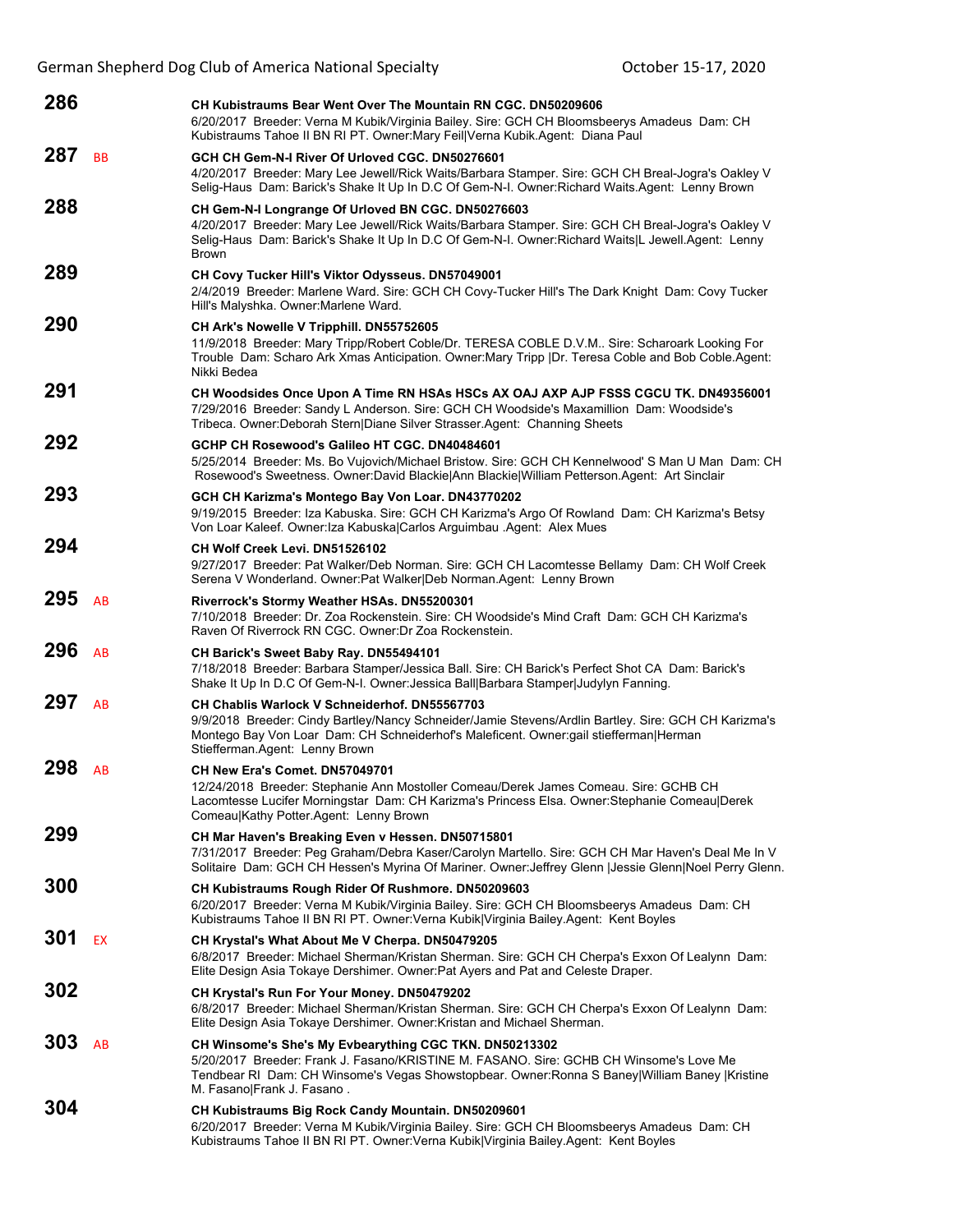**286** **CH Kubistraums Bear Went Over The Mountain RN CGC. DN50209606**
6/20/2017 Breeder: Verna M Kubik/Virginia Bailey. Sire: GCH CH Bloomsbeerys Amadeus Dam: CH Kubistraums Tahoe II BN RI PT. Owner:Mary Feil|Verna Kubik.Agent: Diana Paul

**287** BB **GCH CH Gem-N-I River Of Urloved CGC. DN50276601**
4/20/2017 Breeder: Mary Lee Jewell/Rick Waits/Barbara Stamper. Sire: GCH CH Breal-Jogra's Oakley V Selig-Haus Dam: Barick's Shake It Up In D.C Of Gem-N-I. Owner:Richard Waits.Agent: Lenny Brown

**288** **CH Gem-N-I Longrange Of Urloved BN CGC. DN50276603**
4/20/2017 Breeder: Mary Lee Jewell/Rick Waits/Barbara Stamper. Sire: GCH CH Breal-Jogra's Oakley V Selig-Haus Dam: Barick's Shake It Up In D.C Of Gem-N-I. Owner:Richard Waits|L Jewell.Agent: Lenny Brown

**289** **CH Covy Tucker Hill's Viktor Odysseus. DN57049001**
2/4/2019 Breeder: Marlene Ward. Sire: GCH CH Covy-Tucker Hill's The Dark Knight Dam: Covy Tucker Hill's Malyshka. Owner:Marlene Ward.

**290** **CH Ark's Nowelle V Tripphill. DN55752605**
11/9/2018 Breeder: Mary Tripp/Robert Coble/Dr. TERESA COBLE D.V.M.. Sire: Scharoark Looking For Trouble Dam: Scharo Ark Xmas Anticipation. Owner:Mary Tripp |Dr. Teresa Coble and Bob Coble.Agent: Nikki Bedea

**291** **CH Woodsides Once Upon A Time RN HSAs HSCs AX OAJ AXP AJP FSSS CGCU TK. DN49356001**
7/29/2016 Breeder: Sandy L Anderson. Sire: GCH CH Woodside's Maxamillion Dam: Woodside's Tribeca. Owner:Deborah Stern|Diane Silver Strasser.Agent: Channing Sheets

**292** **GCHP CH Rosewood's Galileo HT CGC. DN40484601**
5/25/2014 Breeder: Ms. Bo Vujovich/Michael Bristow. Sire: GCH CH Kennelwood' S Man U Man Dam: CH Rosewood's Sweetness. Owner:David Blackie|Ann Blackie|William Petterson.Agent: Art Sinclair

**293** **GCH CH Karizma's Montego Bay Von Loar. DN43770202**
9/19/2015 Breeder: Iza Kabuska. Sire: GCH CH Karizma's Argo Of Rowland Dam: CH Karizma's Betsy Von Loar Kaleef. Owner:Iza Kabuska|Carlos Arguimbau .Agent: Alex Mues

**294** **CH Wolf Creek Levi. DN51526102**
9/27/2017 Breeder: Pat Walker/Deb Norman. Sire: GCH CH Lacomtesse Bellamy Dam: CH Wolf Creek Serena V Wonderland. Owner:Pat Walker|Deb Norman.Agent: Lenny Brown

**295** AB **Riverrock's Stormy Weather HSAs. DN55200301**
7/10/2018 Breeder: Dr. Zoa Rockenstein. Sire: CH Woodside's Mind Craft Dam: GCH CH Karizma's Raven Of Riverrock RN CGC. Owner:Dr Zoa Rockenstein.

**296** AB **CH Barick's Sweet Baby Ray. DN55494101**
7/18/2018 Breeder: Barbara Stamper/Jessica Ball. Sire: CH Barick's Perfect Shot CA Dam: Barick's Shake It Up In D.C Of Gem-N-I. Owner:Jessica Ball|Barbara Stamper|Judylyn Fanning.

**297** AB **CH Chablis Warlock V Schneiderhof. DN55567703**
9/9/2018 Breeder: Cindy Bartley/Nancy Schneider/Jamie Stevens/Ardlin Bartley. Sire: GCH CH Karizma's Montego Bay Von Loar Dam: CH Schneiderhof's Maleficent. Owner:gail stiefferman|Herman Stiefferman.Agent: Lenny Brown

**298** AB **CH New Era's Comet. DN57049701**
12/24/2018 Breeder: Stephanie Ann Mostoller Comeau/Derek James Comeau. Sire: GCHB CH Lacomtesse Lucifer Morningstar Dam: CH Karizma's Princess Elsa. Owner:Stephanie Comeau|Derek Comeau|Kathy Potter.Agent: Lenny Brown

**299** **CH Mar Haven's Breaking Even v Hessen. DN50715801**
7/31/2017 Breeder: Peg Graham/Debra Kaser/Carolyn Martello. Sire: GCH CH Mar Haven's Deal Me In V Solitaire Dam: GCH CH Hessen's Myrina Of Mariner. Owner:Jeffrey Glenn |Jessie Glenn|Noel Perry Glenn.

**300** **CH Kubistraums Rough Rider Of Rushmore. DN50209603**
6/20/2017 Breeder: Verna M Kubik/Virginia Bailey. Sire: GCH CH Bloomsbeerys Amadeus Dam: CH Kubistraums Tahoe II BN RI PT. Owner:Verna Kubik|Virginia Bailey.Agent: Kent Boyles

**301** EX **CH Krystal's What About Me V Cherpa. DN50479205**
6/8/2017 Breeder: Michael Sherman/Kristan Sherman. Sire: GCH CH Cherpa's Exxon Of Lealynn Dam: Elite Design Asia Tokaye Dershimer. Owner:Pat Ayers and Pat and Celeste Draper.

**302** **CH Krystal's Run For Your Money. DN50479202**
6/8/2017 Breeder: Michael Sherman/Kristan Sherman. Sire: GCH CH Cherpa's Exxon Of Lealynn Dam: Elite Design Asia Tokaye Dershimer. Owner:Kristan and Michael Sherman.

**303** AB **CH Winsome's She's My Evbearything CGC TKN. DN50213302**
5/20/2017 Breeder: Frank J. Fasano/KRISTINE M. FASANO. Sire: GCHB CH Winsome's Love Me Tendbear RI Dam: CH Winsome's Vegas Showstopbear. Owner:Ronna S Baney|William Baney |Kristine M. Fasano|Frank J. Fasano .

**304** **CH Kubistraums Big Rock Candy Mountain. DN50209601**
6/20/2017 Breeder: Verna M Kubik/Virginia Bailey. Sire: GCH CH Bloomsbeerys Amadeus Dam: CH Kubistraums Tahoe II BN RI PT. Owner:Verna Kubik|Virginia Bailey.Agent: Kent Boyles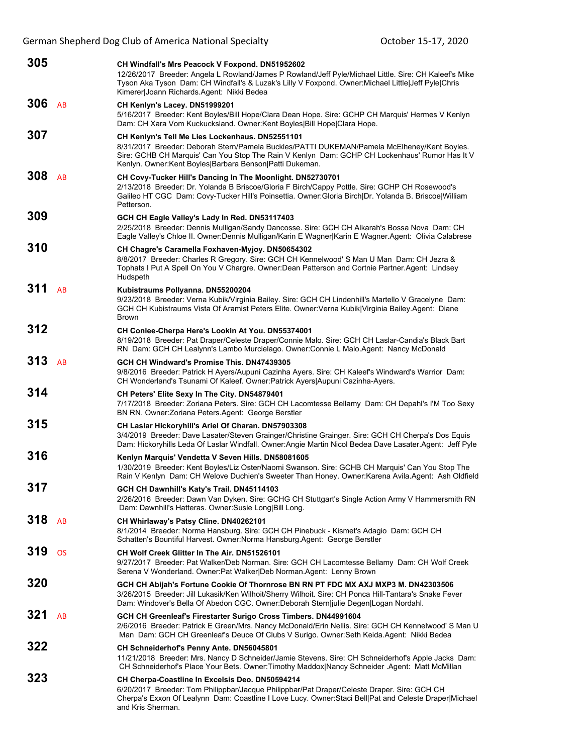**305** **CH Windfall's Mrs Peacock V Foxpond. DN51952602**
12/26/2017 Breeder: Angela L Rowland/James P Rowland/Jeff Pyle/Michael Little. Sire: CH Kaleef's Mike Tyson Aka Tyson Dam: CH Windfall's & Luzak's Lilly V Foxpond. Owner:Michael Little|Jeff Pyle|Chris Kimerer|Joann Richards.Agent: Nikki Bedea

**306** AB **CH Kenlyn's Lacey. DN51999201**
5/16/2017 Breeder: Kent Boyles/Bill Hope/Clara Dean Hope. Sire: GCHP CH Marquis' Hermes V Kenlyn Dam: CH Xara Vom Kuckucksland. Owner:Kent Boyles|Bill Hope|Clara Hope.

**307** **CH Kenlyn's Tell Me Lies Lockenhaus. DN52551101**
8/31/2017 Breeder: Deborah Stern/Pamela Buckles/PATTI DUKEMAN/Pamela McElheney/Kent Boyles. Sire: GCHB CH Marquis' Can You Stop The Rain V Kenlyn Dam: GCHP CH Lockenhaus' Rumor Has It V Kenlyn. Owner:Kent Boyles|Barbara Benson|Patti Dukeman.

**308** AB **CH Covy-Tucker Hill's Dancing In The Moonlight. DN52730701**
2/13/2018 Breeder: Dr. Yolanda B Briscoe/Gloria F Birch/Cappy Pottle. Sire: GCHP CH Rosewood's Galileo HT CGC Dam: Covy-Tucker Hill's Poinsettia. Owner:Gloria Birch|Dr. Yolanda B. Briscoe|William Petterson.

**309** **GCH CH Eagle Valley's Lady In Red. DN53117403**
2/25/2018 Breeder: Dennis Mulligan/Sandy Dancosse. Sire: GCH CH Alkarah's Bossa Nova Dam: CH Eagle Valley's Chloe II. Owner:Dennis Mulligan/Karin E Wagner|Karin E Wagner.Agent: Olivia Calabrese

**310** **CH Chagre's Caramella Foxhaven-Myjoy. DN50654302**
8/8/2017 Breeder: Charles R Gregory. Sire: GCH CH Kennelwood' S Man U Man Dam: CH Jezra & Tophats I Put A Spell On You V Chargre. Owner:Dean Patterson and Cortnie Partner.Agent: Lindsey Hudspeth

**311** AB **Kubistraums Pollyanna. DN55200204**
9/23/2018 Breeder: Verna Kubik/Virginia Bailey. Sire: GCH CH Lindenhill's Martello V Gracelyne Dam: GCH CH Kubistraums Vista Of Aramist Peters Elite. Owner:Verna Kubik|Virginia Bailey.Agent: Diane Brown

**312** **CH Conlee-Cherpa Here's Lookin At You. DN55374001**
8/19/2018 Breeder: Pat Draper/Celeste Draper/Connie Malo. Sire: GCH CH Laslar-Candia's Black Bart RN Dam: GCH CH Lealynn's Lambo Murcielago. Owner:Connie L Malo.Agent: Nancy McDonald

**313** AB **GCH CH Windward's Promise This. DN47439305**
9/8/2016 Breeder: Patrick H Ayers/Aupuni Cazinha Ayers. Sire: CH Kaleef's Windward's Warrior Dam: CH Wonderland's Tsunami Of Kaleef. Owner:Patrick Ayers|Aupuni Cazinha-Ayers.

**314** **CH Peters' Elite Sexy In The City. DN54879401**
7/17/2018 Breeder: Zoriana Peters. Sire: GCH CH Lacomtesse Bellamy Dam: CH Depahl's I'M Too Sexy BN RN. Owner:Zoriana Peters.Agent: George Berstler

**315** **CH Laslar Hickoryhill's Ariel Of Charan. DN57903308**
3/4/2019 Breeder: Dave Lasater/Steven Grainger/Christine Grainger. Sire: GCH CH Cherpa's Dos Equis Dam: Hickoryhills Leda Of Laslar Windfall. Owner:Angie Martin Nicol Bedea Dave Lasater.Agent: Jeff Pyle

**316** **Kenlyn Marquis' Vendetta V Seven Hills. DN58081605**
1/30/2019 Breeder: Kent Boyles/Liz Oster/Naomi Swanson. Sire: GCHB CH Marquis' Can You Stop The Rain V Kenlyn Dam: CH Welove Duchien's Sweeter Than Honey. Owner:Karena Avila.Agent: Ash Oldfield

**317** **GCH CH Dawnhill's Katy's Trail. DN45114103**
2/26/2016 Breeder: Dawn Van Dyken. Sire: GCHG CH Stuttgart's Single Action Army V Hammersmith RN Dam: Dawnhill's Hatteras. Owner:Susie Long|Bill Long.

**318** AB **CH Whirlaway's Patsy Cline. DN40262101**
8/1/2014 Breeder: Norma Hansburg. Sire: GCH CH Pinebuck - Kismet's Adagio Dam: GCH CH Schatten's Bountiful Harvest. Owner:Norma Hansburg.Agent: George Berstler

**319** OS **CH Wolf Creek Glitter In The Air. DN51526101**
9/27/2017 Breeder: Pat Walker/Deb Norman. Sire: GCH CH Lacomtesse Bellamy Dam: CH Wolf Creek Serena V Wonderland. Owner:Pat Walker|Deb Norman.Agent: Lenny Brown

**320** **GCH CH Abijah's Fortune Cookie Of Thornrose BN RN PT FDC MX AXJ MXP3 M. DN42303506**
3/26/2015 Breeder: Jill Lukasik/Ken Wilhoit/Sherry Wilhoit. Sire: CH Ponca Hill-Tantara's Snake Fever Dam: Windover's Bella Of Abedon CGC. Owner:Deborah Stern|julie Degen|Logan Nordahl.

**321** AB **GCH CH Greenleaf's Firestarter Surigo Cross Timbers. DN44991604**
2/6/2016 Breeder: Patrick E Green/Mrs. Nancy McDonald/Erin Nellis. Sire: GCH CH Kennelwood' S Man U Man Dam: GCH CH Greenleaf's Deuce Of Clubs V Surigo. Owner:Seth Keida.Agent: Nikki Bedea

**322** **CH Schneiderhof's Penny Ante. DN56045801**
11/21/2018 Breeder: Mrs. Nancy D Schneider/Jamie Stevens. Sire: CH Schneiderhof's Apple Jacks Dam: CH Schneiderhof's Place Your Bets. Owner:Timothy Maddox|Nancy Schneider .Agent: Matt McMillan

**323** **CH Cherpa-Coastline In Excelsis Deo. DN50594214**
6/20/2017 Breeder: Tom Philippbar/Jacque Philippbar/Pat Draper/Celeste Draper. Sire: GCH CH Cherpa's Exxon Of Lealynn Dam: Coastline I Love Lucy. Owner:Staci Bell|Pat and Celeste Draper|Michael and Kris Sherman.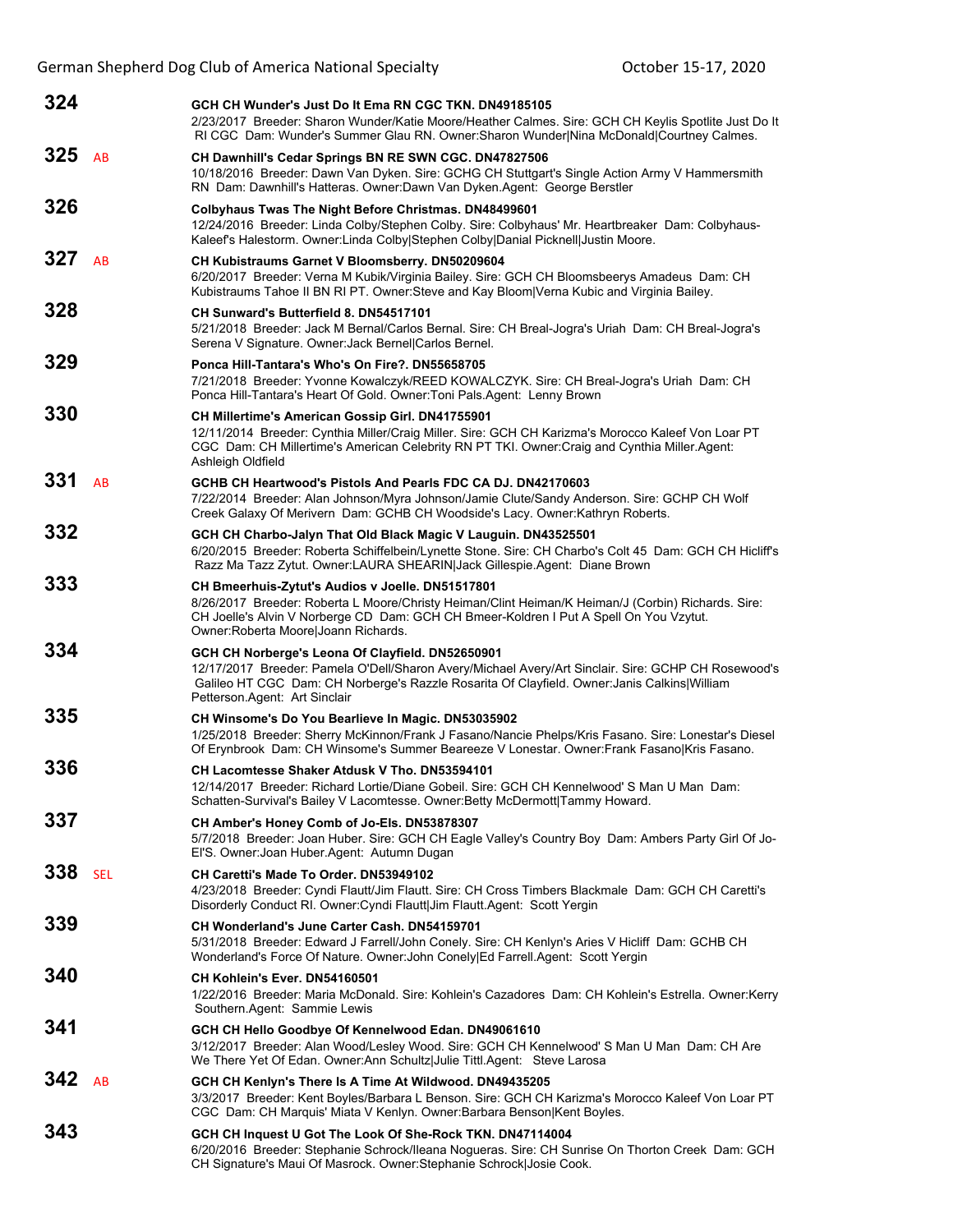**324** GCH CH Wunder's Just Do It Ema RN CGC TKN. DN49185105
2/23/2017 Breeder: Sharon Wunder/Katie Moore/Heather Calmes. Sire: GCH CH Keylis Spotlite Just Do It RI CGC Dam: Wunder's Summer Glau RN. Owner:Sharon Wunder|Nina McDonald|Courtney Calmes.

**325** AB **CH Dawnhill's Cedar Springs BN RE SWN CGC. DN47827506**
10/18/2016 Breeder: Dawn Van Dyken. Sire: GCHG CH Stuttgart's Single Action Army V Hammersmith RN Dam: Dawnhill's Hatteras. Owner:Dawn Van Dyken.Agent: George Berstler

**326** Colbyhaus Twas The Night Before Christmas. DN48499601
12/24/2016 Breeder: Linda Colby/Stephen Colby. Sire: Colbyhaus' Mr. Heartbreaker Dam: Colbyhaus-Kaleef's Halestorm. Owner:Linda Colby|Stephen Colby|Danial Picknell|Justin Moore.

**327** AB **CH Kubistraums Garnet V Bloomsberry. DN50209604**
6/20/2017 Breeder: Verna M Kubik/Virginia Bailey. Sire: GCH CH Bloomsbeerys Amadeus Dam: CH Kubistraums Tahoe II BN RI PT. Owner:Steve and Kay Bloom|Verna Kubic and Virginia Bailey.

**328** CH Sunward's Butterfield 8. DN54517101
5/21/2018 Breeder: Jack M Bernal/Carlos Bernal. Sire: CH Breal-Jogra's Uriah Dam: CH Breal-Jogra's Serena V Signature. Owner:Jack Bernel|Carlos Bernel.

**329** Ponca Hill-Tantara's Who's On Fire?. DN55658705
7/21/2018 Breeder: Yvonne Kowalczyk/REED KOWALCZYK. Sire: CH Breal-Jogra's Uriah Dam: CH Ponca Hill-Tantara's Heart Of Gold. Owner:Toni Pals.Agent: Lenny Brown

**330** CH Millertime's American Gossip Girl. DN41755901
12/11/2014 Breeder: Cynthia Miller/Craig Miller. Sire: GCH CH Karizma's Morocco Kaleef Von Loar PT CGC Dam: CH Millertime's American Celebrity RN PT TKI. Owner:Craig and Cynthia Miller.Agent: Ashleigh Oldfield

**331** AB **GCHB CH Heartwood's Pistols And Pearls FDC CA DJ. DN42170603**
7/22/2014 Breeder: Alan Johnson/Myra Johnson/Jamie Clute/Sandy Anderson. Sire: GCHP CH Wolf Creek Galaxy Of Merivern Dam: GCHB CH Woodside's Lacy. Owner:Kathryn Roberts.

**332** GCH CH Charbo-Jalyn That Old Black Magic V Lauguin. DN43525501
6/20/2015 Breeder: Roberta Schiffelbein/Lynette Stone. Sire: CH Charbo's Colt 45 Dam: GCH CH Hicliff's Razz Ma Tazz Zytut. Owner:LAURA SHEARIN|Jack Gillespie.Agent: Diane Brown

**333** CH Bmeerhuis-Zytut's Audios v Joelle. DN51517801
8/26/2017 Breeder: Roberta L Moore/Christy Heiman/Clint Heiman/K Heiman/J (Corbin) Richards. Sire: CH Joelle's Alvin V Norberge CD Dam: GCH CH Bmeer-Koldren I Put A Spell On You Vzytut. Owner:Roberta Moore|Joann Richards.

**334** GCH CH Norberge's Leona Of Clayfield. DN52650901
12/17/2017 Breeder: Pamela O'Dell/Sharon Avery/Michael Avery/Art Sinclair. Sire: GCHP CH Rosewood's Galileo HT CGC Dam: CH Norberge's Razzle Rosarita Of Clayfield. Owner:Janis Calkins|William Petterson.Agent: Art Sinclair

**335** CH Winsome's Do You Bearlieve In Magic. DN53035902
1/25/2018 Breeder: Sherry McKinnon/Frank J Fasano/Nancie Phelps/Kris Fasano. Sire: Lonestar's Diesel Of Erynbrook Dam: CH Winsome's Summer Beareeze V Lonestar. Owner:Frank Fasano|Kris Fasano.

**336** CH Lacomtesse Shaker Atdusk V Tho. DN53594101
12/14/2017 Breeder: Richard Lortie/Diane Gobeil. Sire: GCH CH Kennelwood' S Man U Man Dam: Schatten-Survival's Bailey V Lacomtesse. Owner:Betty McDermott|Tammy Howard.

**337** CH Amber's Honey Comb of Jo-Els. DN53878307
5/7/2018 Breeder: Joan Huber. Sire: GCH CH Eagle Valley's Country Boy Dam: Ambers Party Girl Of Jo-El'S. Owner:Joan Huber.Agent: Autumn Dugan

**338** SEL **CH Caretti's Made To Order. DN53949102**
4/23/2018 Breeder: Cyndi Flautt/Jim Flautt. Sire: CH Cross Timbers Blackmale Dam: GCH CH Caretti's Disorderly Conduct RI. Owner:Cyndi Flautt|Jim Flautt.Agent: Scott Yergin

**339** CH Wonderland's June Carter Cash. DN54159701
5/31/2018 Breeder: Edward J Farrell/John Conely. Sire: CH Kenlyn's Aries V Hicliff Dam: GCHB CH Wonderland's Force Of Nature. Owner:John Conely|Ed Farrell.Agent: Scott Yergin

**340** CH Kohlein's Ever. DN54160501
1/22/2016 Breeder: Maria McDonald. Sire: Kohlein's Cazadores Dam: CH Kohlein's Estrella. Owner:Kerry Southern.Agent: Sammie Lewis

**341** GCH CH Hello Goodbye Of Kennelwood Edan. DN49061610
3/12/2017 Breeder: Alan Wood/Lesley Wood. Sire: GCH CH Kennelwood' S Man U Man Dam: CH Are We There Yet Of Edan. Owner:Ann Schultz|Julie Tittl.Agent: Steve Larosa

**342** AB **GCH CH Kenlyn's There Is A Time At Wildwood. DN49435205**
3/3/2017 Breeder: Kent Boyles/Barbara L Benson. Sire: GCH CH Karizma's Morocco Kaleef Von Loar PT CGC Dam: CH Marquis' Miata V Kenlyn. Owner:Barbara Benson|Kent Boyles.

**343** GCH CH Inquest U Got The Look Of She-Rock TKN. DN47114004
6/20/2016 Breeder: Stephanie Schrock/Ileana Nogueras. Sire: CH Sunrise On Thorton Creek Dam: GCH CH Signature's Maui Of Masrock. Owner:Stephanie Schrock|Josie Cook.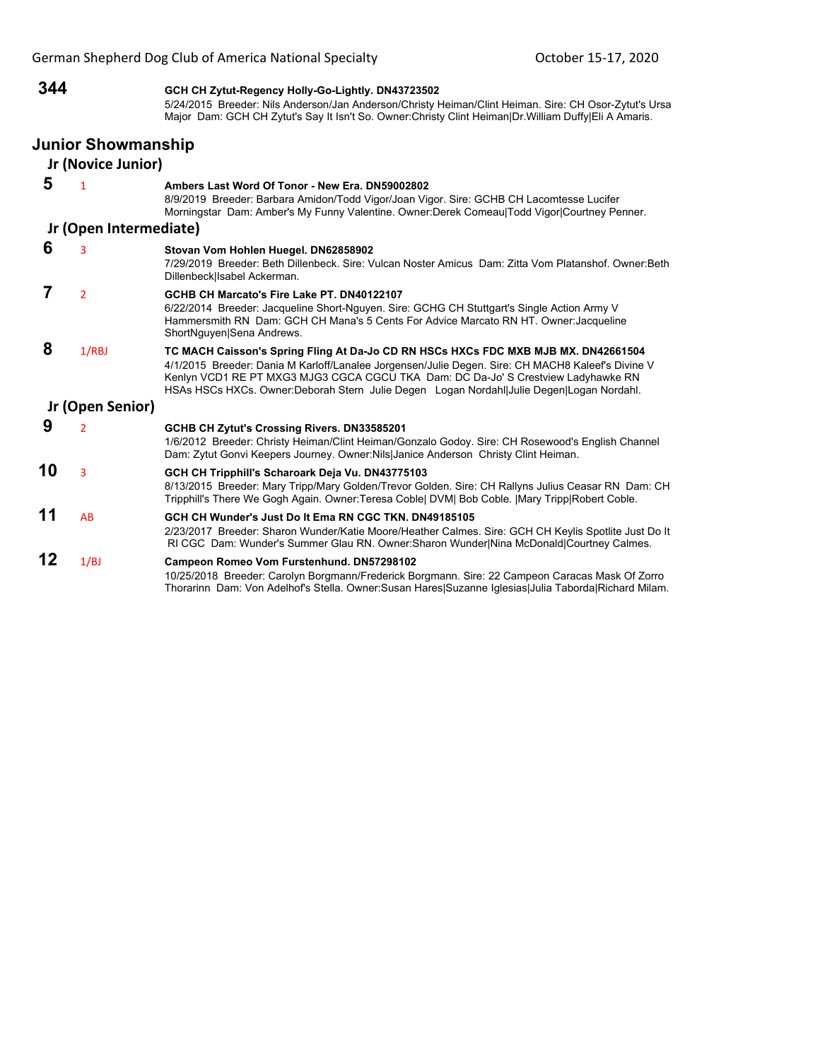**344** **GCH CH Zytut-Regency Holly-Go-Lightly. DN43723502**
5/24/2015 Breeder: Nils Anderson/Jan Anderson/Christy Heiman/Clint Heiman. Sire: CH Osor-Zytut's Ursa Major Dam: GCH CH Zytut's Say It Isn't So. Owner:Christy Clint Heiman|Dr.William Duffy|Eli A Amaris.

## Junior Showmanship

### Jr (Novice Junior)

**5** 1 **Ambers Last Word Of Tonor - New Era. DN59002802**
8/9/2019 Breeder: Barbara Amidon/Todd Vigor/Joan Vigor. Sire: GCHB CH Lacomtesse Lucifer Morningstar Dam: Amber's My Funny Valentine. Owner:Derek Comeau|Todd Vigor|Courtney Penner.

### Jr (Open Intermediate)

**6** 3 **Stovan Vom Hohlen Huegel. DN62858902**
7/29/2019 Breeder: Beth Dillenbeck. Sire: Vulcan Noster Amicus Dam: Zitta Vom Platanshof. Owner:Beth Dillenbeck|Isabel Ackerman.

**7** 2 **GCHB CH Marcato's Fire Lake PT. DN40122107**
6/22/2014 Breeder: Jacqueline Short-Nguyen. Sire: GCHG CH Stuttgart's Single Action Army V Hammersmith RN Dam: GCH CH Mana's 5 Cents For Advice Marcato RN HT. Owner:Jacqueline ShortNguyen|Sena Andrews.

**8** 1/RBJ **TC MACH Caisson's Spring Fling At Da-Jo CD RN HSCs HXCs FDC MXB MJB MX. DN42661504**
4/1/2015 Breeder: Dania M Karloff/Lanalee Jorgensen/Julie Degen. Sire: CH MACH8 Kaleef's Divine V Kenlyn VCD1 RE PT MXG3 MJG3 CGCA CGCU TKA Dam: DC Da-Jo' S Crestview Ladyhawke RN HSAs HSCs HXCs. Owner:Deborah Stern Julie Degen Logan Nordahl|Julie Degen|Logan Nordahl.

### Jr (Open Senior)

**9** 2 **GCHB CH Zytut's Crossing Rivers. DN33585201**
1/6/2012 Breeder: Christy Heiman/Clint Heiman/Gonzalo Godoy. Sire: CH Rosewood's English Channel Dam: Zytut Gonvi Keepers Journey. Owner:Nils|Janice Anderson Christy Clint Heiman.

**10** 3 **GCH CH Tripphill's Scharoark Deja Vu. DN43775103**
8/13/2015 Breeder: Mary Tripp/Mary Golden/Trevor Golden. Sire: CH Rallyns Julius Ceasar RN Dam: CH Tripphill's There We Gogh Again. Owner:Teresa Coble| DVM| Bob Coble. |Mary Tripp|Robert Coble.

**11** AB **GCH CH Wunder's Just Do It Ema RN CGC TKN. DN49185105**
2/23/2017 Breeder: Sharon Wunder/Katie Moore/Heather Calmes. Sire: GCH CH Keylis Spotlite Just Do It RI CGC Dam: Wunder's Summer Glau RN. Owner:Sharon Wunder|Nina McDonald|Courtney Calmes.

**12** 1/BJ **Campeon Romeo Vom Furstenhund. DN57298102**
10/25/2018 Breeder: Carolyn Borgmann/Frederick Borgmann. Sire: 22 Campeon Caracas Mask Of Zorro Thorarinn Dam: Von Adelhof's Stella. Owner:Susan Hares|Suzanne Iglesias|Julia Taborda|Richard Milam.